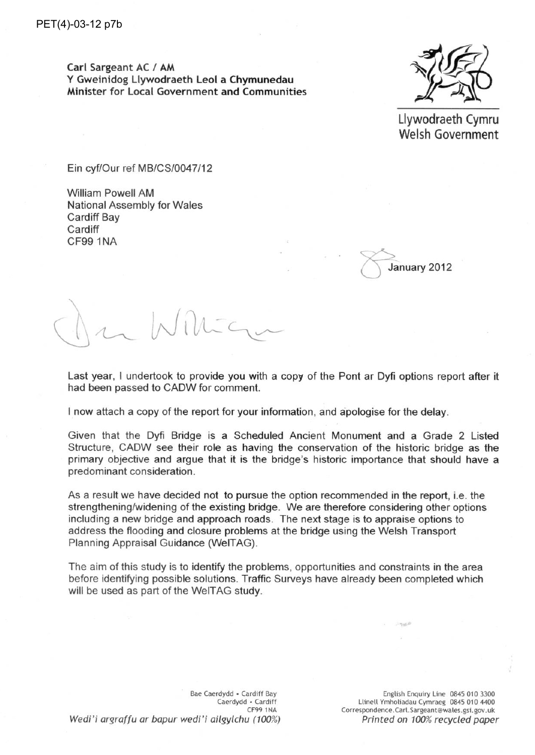PET(4)-03-12 p7b

**Carl Sargeant AC / AM**
**Y Gweinidog Llywodraeth Leol a Chymunedau**
**Minister for Local Government and Communities**

Llywodraeth Cymru
Welsh Government

Ein cyf/Our ref MB/CS/0047/12

William Powell AM
National Assembly for Wales
Cardiff Bay
Cardiff
CF99 1NA

8 January 2012

Dear William

Last year, I undertook to provide you with a copy of the Pont ar Dyfi options report after it had been passed to CADW for comment.

I now attach a copy of the report for your information, and apologise for the delay.

Given that the Dyfi Bridge is a Scheduled Ancient Monument and a Grade 2 Listed Structure, CADW see their role as having the conservation of the historic bridge as the primary objective and argue that it is the bridge's historic importance that should have a predominant consideration.

As a result we have decided not to pursue the option recommended in the report, i.e. the strengthening/widening of the existing bridge. We are therefore considering other options including a new bridge and approach roads. The next stage is to appraise options to address the flooding and closure problems at the bridge using the Welsh Transport Planning Appraisal Guidance (WelTAG).

The aim of this study is to identify the problems, opportunities and constraints in the area before identifying possible solutions. Traffic Surveys have already been completed which will be used as part of the WelTAG study.

Bae Caerdydd • Cardiff Bay
Caerdydd • Cardiff
CF99 1NA

English Enquiry Line 0845 010 3300
Llinell Ymholiadau Cymraeg 0845 010 4400
Correspondence.Carl.Sargeant@wales.gsi.gov.uk

*Wedi'i argraffu ar bapur wedi'i ailgylchu (100%)*

*Printed on 100% recycled paper*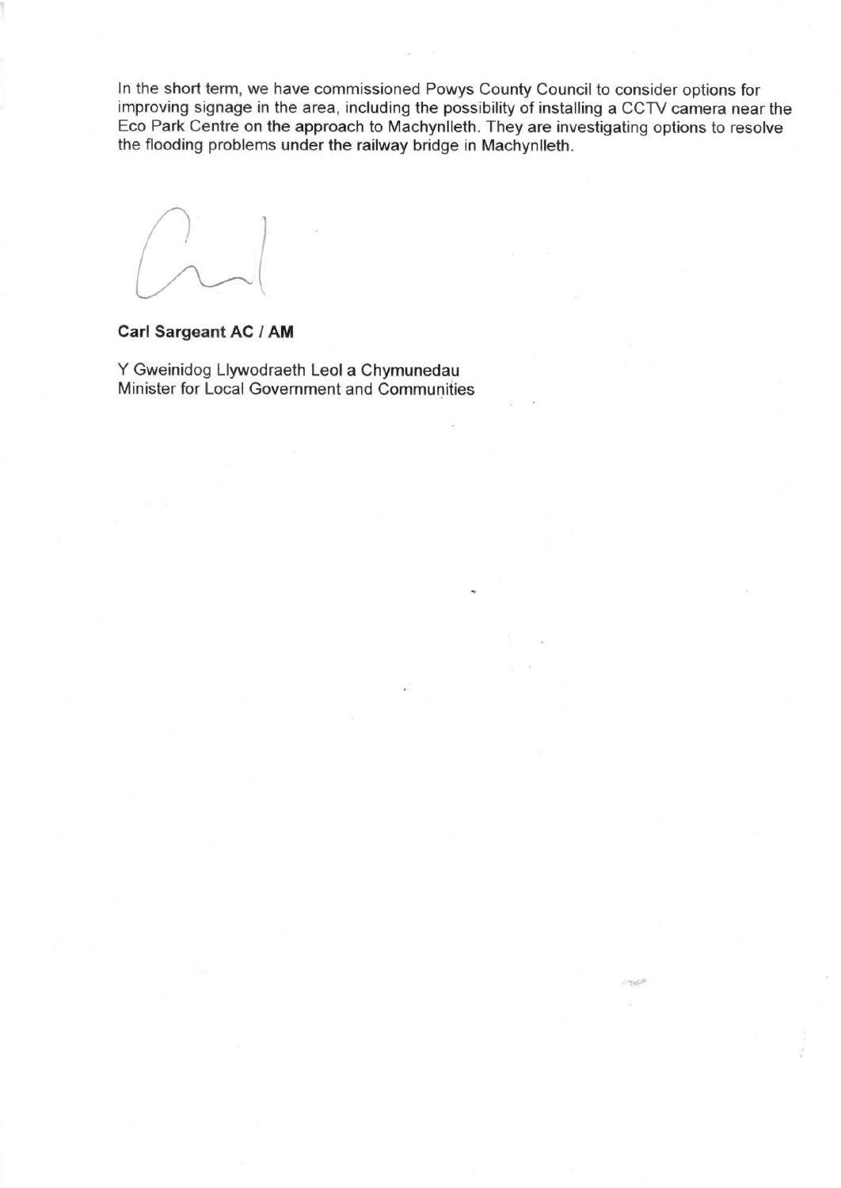In the short term, we have commissioned Powys County Council to consider options for improving signage in the area, including the possibility of installing a CCTV camera near the Eco Park Centre on the approach to Machynlleth. They are investigating options to resolve the flooding problems under the railway bridge in Machynlleth.

**Carl Sargeant AC / AM**

Y Gweinidog Llywodraeth Leol a Chymunedau
Minister for Local Government and Communities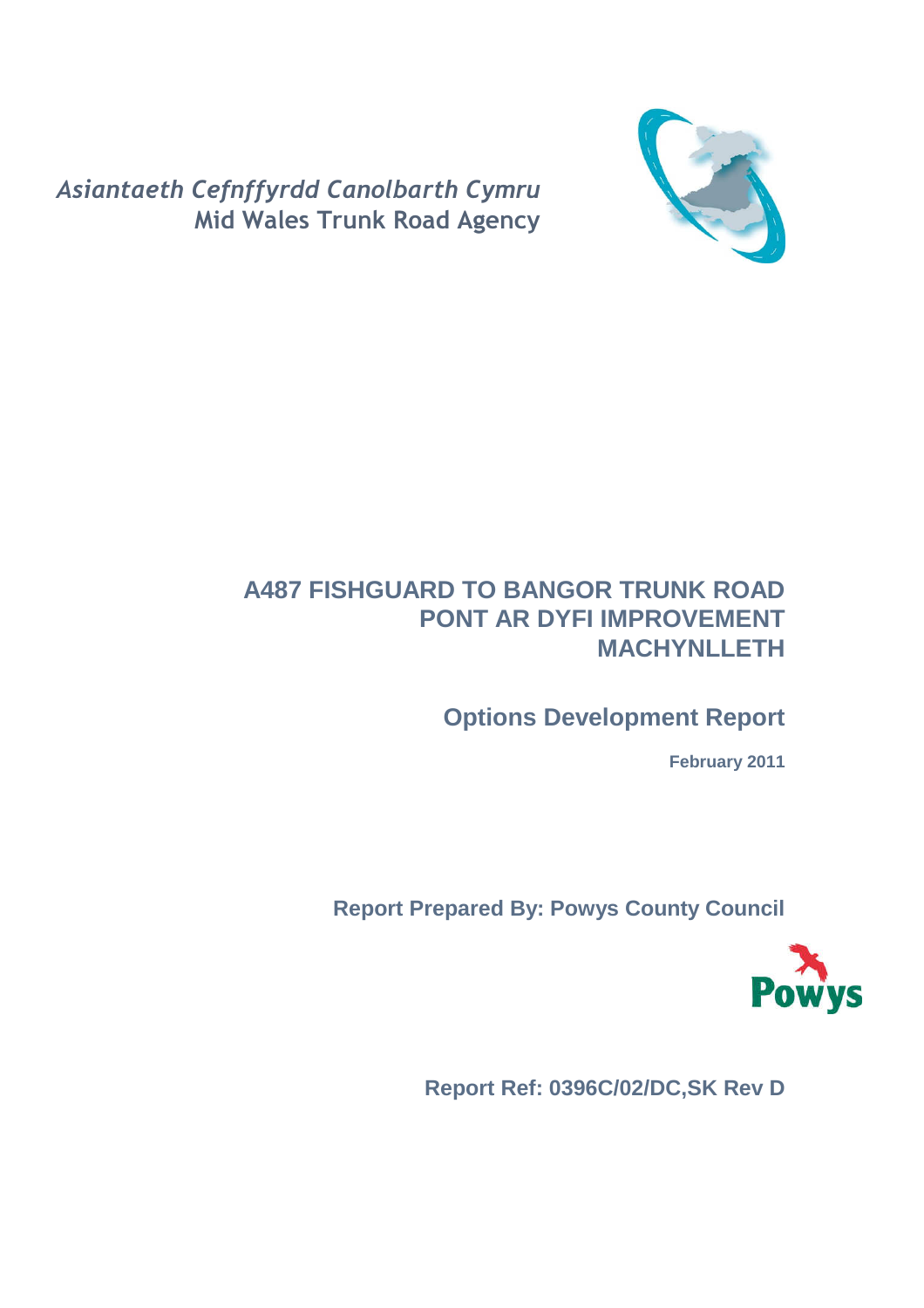*Asiantaeth Cefnffyrdd Canolbarth Cymru*
Mid Wales Trunk Road Agency

# A487 FISHGUARD TO BANGOR TRUNK ROAD
# PONT AR DYFI IMPROVEMENT
# MACHYNLLETH

## Options Development Report

**February 2011**

**Report Prepared By: Powys County Council**

**Report Ref: 0396C/02/DC,SK Rev D**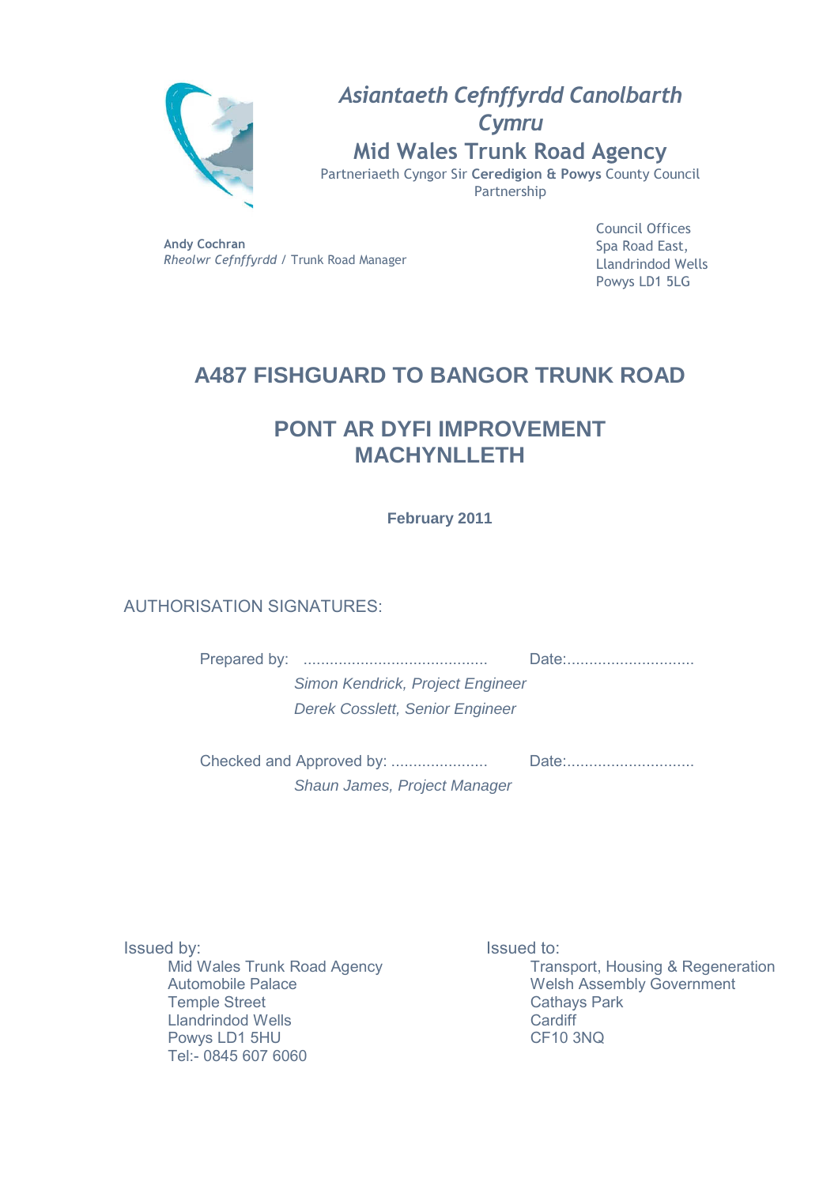*Asiantaeth Cefnffyrdd Canolbarth Cymru*

Mid Wales Trunk Road Agency

Partneriaeth Cyngor Sir **Ceredigion & Powys** County Council Partnership

**Andy Cochran**
*Rheolwr Cefnffyrdd* / Trunk Road Manager

Council Offices
Spa Road East,
Llandrindod Wells
Powys LD1 5LG

# A487 FISHGUARD TO BANGOR TRUNK ROAD

## PONT AR DYFI IMPROVEMENT MACHYNLLETH

**February 2011**

AUTHORISATION SIGNATURES:

Prepared by: .......................................... Date:.............................

*Simon Kendrick, Project Engineer*
*Derek Cosslett, Senior Engineer*

Checked and Approved by: ...................... Date:.............................

*Shaun James, Project Manager*

Issued by:
Mid Wales Trunk Road Agency
Automobile Palace
Temple Street
Llandrindod Wells
Powys LD1 5HU
Tel:- 0845 607 6060

Issued to:
Transport, Housing & Regeneration
Welsh Assembly Government
Cathays Park
Cardiff
CF10 3NQ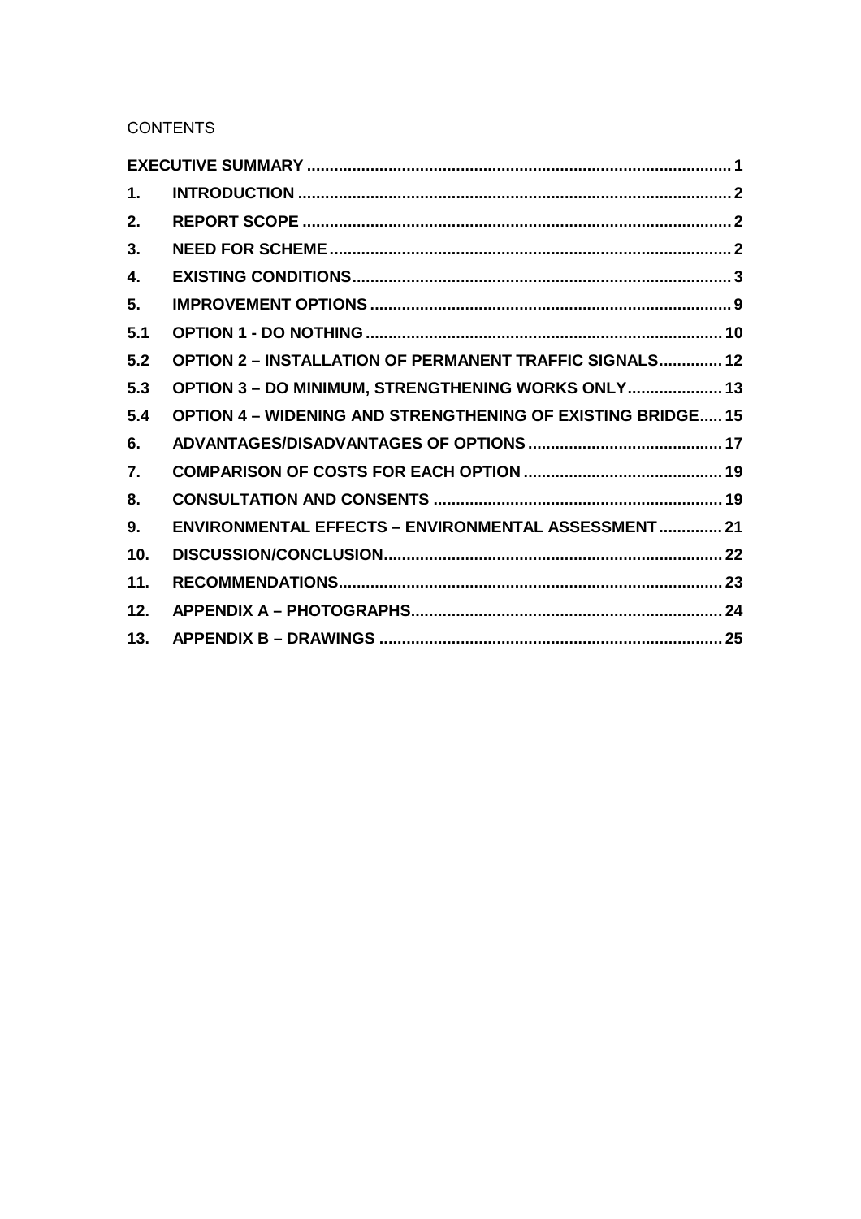CONTENTS

| | | |
|---|---|---|
| **EXECUTIVE SUMMARY** | | **1** |
| **1.** | **INTRODUCTION** | **2** |
| **2.** | **REPORT SCOPE** | **2** |
| **3.** | **NEED FOR SCHEME** | **2** |
| **4.** | **EXISTING CONDITIONS** | **3** |
| **5.** | **IMPROVEMENT OPTIONS** | **9** |
| **5.1** | **OPTION 1 - DO NOTHING** | **10** |
| **5.2** | **OPTION 2 – INSTALLATION OF PERMANENT TRAFFIC SIGNALS** | **12** |
| **5.3** | **OPTION 3 – DO MINIMUM, STRENGTHENING WORKS ONLY** | **13** |
| **5.4** | **OPTION 4 – WIDENING AND STRENGTHENING OF EXISTING BRIDGE** | **15** |
| **6.** | **ADVANTAGES/DISADVANTAGES OF OPTIONS** | **17** |
| **7.** | **COMPARISON OF COSTS FOR EACH OPTION** | **19** |
| **8.** | **CONSULTATION AND CONSENTS** | **19** |
| **9.** | **ENVIRONMENTAL EFFECTS – ENVIRONMENTAL ASSESSMENT** | **21** |
| **10.** | **DISCUSSION/CONCLUSION** | **22** |
| **11.** | **RECOMMENDATIONS** | **23** |
| **12.** | **APPENDIX A – PHOTOGRAPHS** | **24** |
| **13.** | **APPENDIX B – DRAWINGS** | **25** |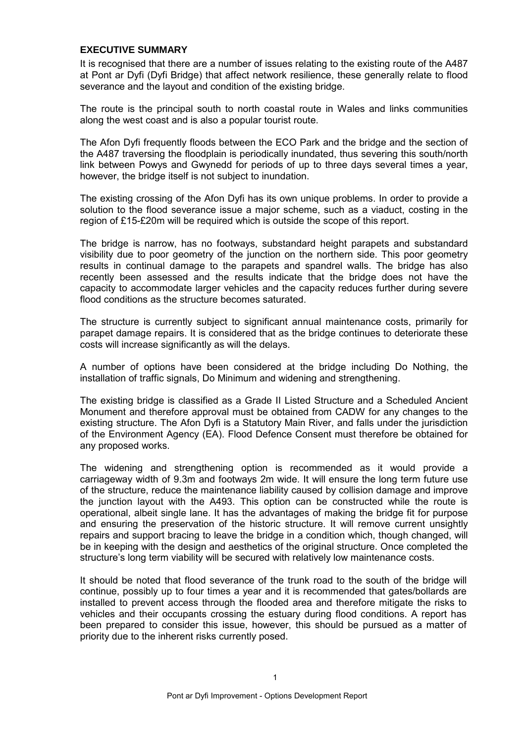## EXECUTIVE SUMMARY

It is recognised that there are a number of issues relating to the existing route of the A487 at Pont ar Dyfi (Dyfi Bridge) that affect network resilience, these generally relate to flood severance and the layout and condition of the existing bridge.

The route is the principal south to north coastal route in Wales and links communities along the west coast and is also a popular tourist route.

The Afon Dyfi frequently floods between the ECO Park and the bridge and the section of the A487 traversing the floodplain is periodically inundated, thus severing this south/north link between Powys and Gwynedd for periods of up to three days several times a year, however, the bridge itself is not subject to inundation.

The existing crossing of the Afon Dyfi has its own unique problems. In order to provide a solution to the flood severance issue a major scheme, such as a viaduct, costing in the region of £15-£20m will be required which is outside the scope of this report.

The bridge is narrow, has no footways, substandard height parapets and substandard visibility due to poor geometry of the junction on the northern side. This poor geometry results in continual damage to the parapets and spandrel walls. The bridge has also recently been assessed and the results indicate that the bridge does not have the capacity to accommodate larger vehicles and the capacity reduces further during severe flood conditions as the structure becomes saturated.

The structure is currently subject to significant annual maintenance costs, primarily for parapet damage repairs. It is considered that as the bridge continues to deteriorate these costs will increase significantly as will the delays.

A number of options have been considered at the bridge including Do Nothing, the installation of traffic signals, Do Minimum and widening and strengthening.

The existing bridge is classified as a Grade II Listed Structure and a Scheduled Ancient Monument and therefore approval must be obtained from CADW for any changes to the existing structure. The Afon Dyfi is a Statutory Main River, and falls under the jurisdiction of the Environment Agency (EA). Flood Defence Consent must therefore be obtained for any proposed works.

The widening and strengthening option is recommended as it would provide a carriageway width of 9.3m and footways 2m wide. It will ensure the long term future use of the structure, reduce the maintenance liability caused by collision damage and improve the junction layout with the A493. This option can be constructed while the route is operational, albeit single lane. It has the advantages of making the bridge fit for purpose and ensuring the preservation of the historic structure. It will remove current unsightly repairs and support bracing to leave the bridge in a condition which, though changed, will be in keeping with the design and aesthetics of the original structure. Once completed the structure's long term viability will be secured with relatively low maintenance costs.

It should be noted that flood severance of the trunk road to the south of the bridge will continue, possibly up to four times a year and it is recommended that gates/bollards are installed to prevent access through the flooded area and therefore mitigate the risks to vehicles and their occupants crossing the estuary during flood conditions. A report has been prepared to consider this issue, however, this should be pursued as a matter of priority due to the inherent risks currently posed.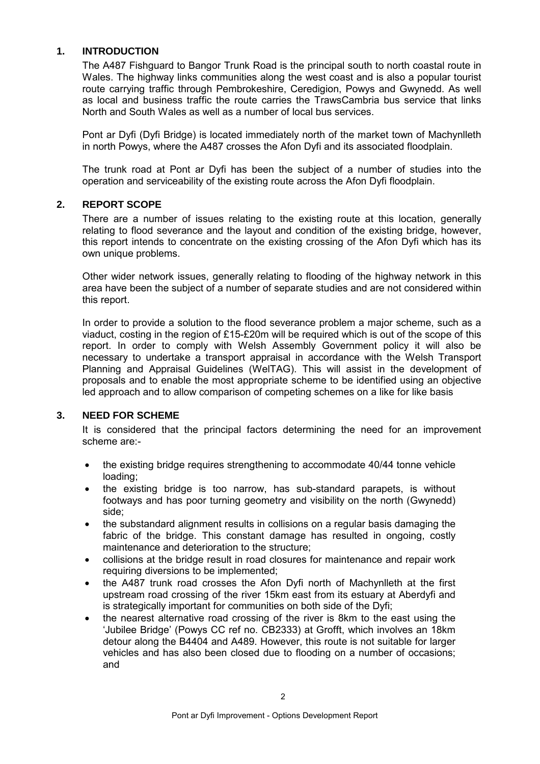## 1. INTRODUCTION

The A487 Fishguard to Bangor Trunk Road is the principal south to north coastal route in Wales. The highway links communities along the west coast and is also a popular tourist route carrying traffic through Pembrokeshire, Ceredigion, Powys and Gwynedd. As well as local and business traffic the route carries the TrawsCambria bus service that links North and South Wales as well as a number of local bus services.

Pont ar Dyfi (Dyfi Bridge) is located immediately north of the market town of Machynlleth in north Powys, where the A487 crosses the Afon Dyfi and its associated floodplain.

The trunk road at Pont ar Dyfi has been the subject of a number of studies into the operation and serviceability of the existing route across the Afon Dyfi floodplain.

## 2. REPORT SCOPE

There are a number of issues relating to the existing route at this location, generally relating to flood severance and the layout and condition of the existing bridge, however, this report intends to concentrate on the existing crossing of the Afon Dyfi which has its own unique problems.

Other wider network issues, generally relating to flooding of the highway network in this area have been the subject of a number of separate studies and are not considered within this report.

In order to provide a solution to the flood severance problem a major scheme, such as a viaduct, costing in the region of £15-£20m will be required which is out of the scope of this report. In order to comply with Welsh Assembly Government policy it will also be necessary to undertake a transport appraisal in accordance with the Welsh Transport Planning and Appraisal Guidelines (WelTAG). This will assist in the development of proposals and to enable the most appropriate scheme to be identified using an objective led approach and to allow comparison of competing schemes on a like for like basis

## 3. NEED FOR SCHEME

It is considered that the principal factors determining the need for an improvement scheme are:-

- the existing bridge requires strengthening to accommodate 40/44 tonne vehicle loading;
- the existing bridge is too narrow, has sub-standard parapets, is without footways and has poor turning geometry and visibility on the north (Gwynedd) side;
- the substandard alignment results in collisions on a regular basis damaging the fabric of the bridge. This constant damage has resulted in ongoing, costly maintenance and deterioration to the structure;
- collisions at the bridge result in road closures for maintenance and repair work requiring diversions to be implemented;
- the A487 trunk road crosses the Afon Dyfi north of Machynlleth at the first upstream road crossing of the river 15km east from its estuary at Aberdyfi and is strategically important for communities on both side of the Dyfi;
- the nearest alternative road crossing of the river is 8km to the east using the 'Jubilee Bridge' (Powys CC ref no. CB2333) at Grofft, which involves an 18km detour along the B4404 and A489. However, this route is not suitable for larger vehicles and has also been closed due to flooding on a number of occasions; and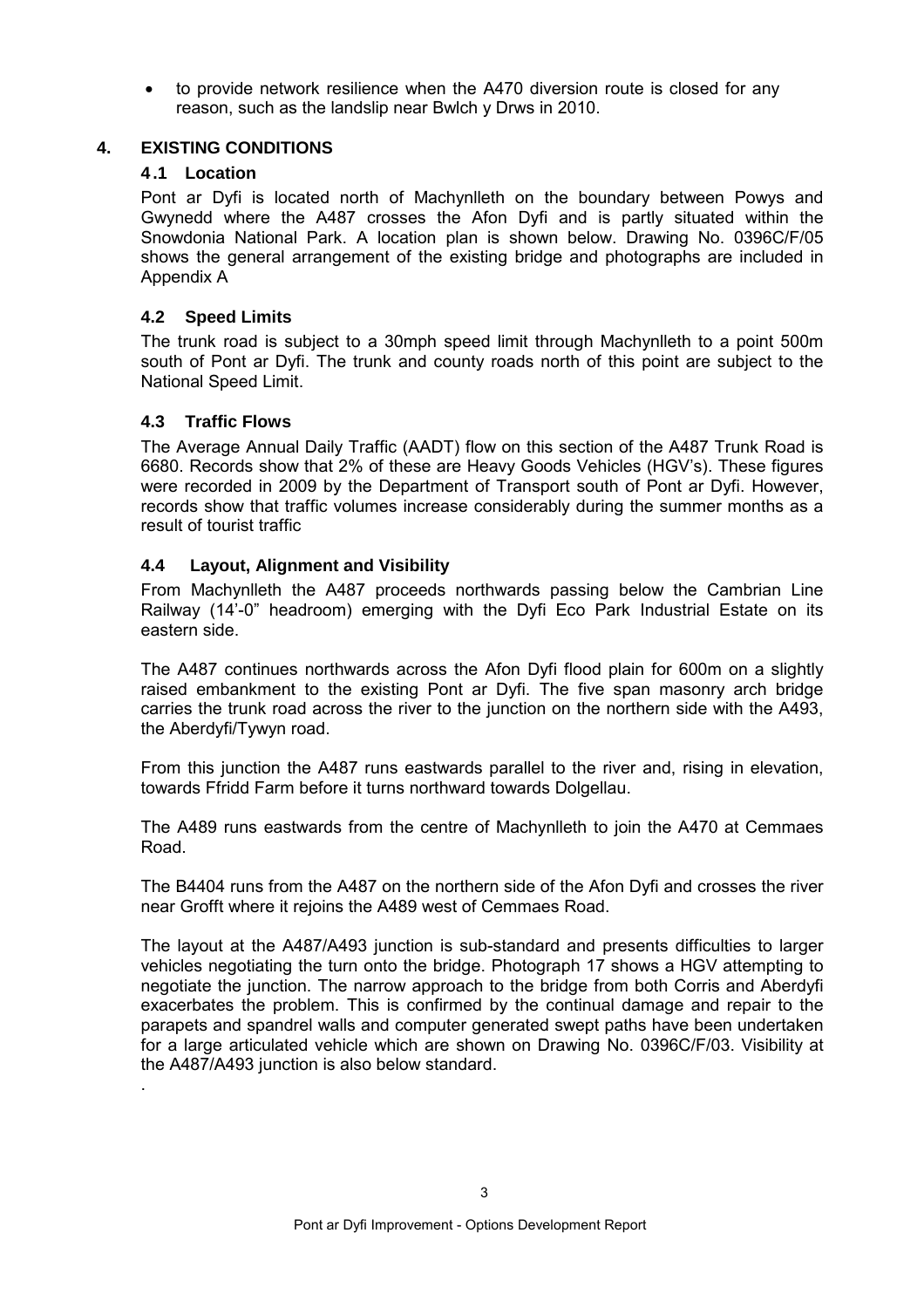- to provide network resilience when the A470 diversion route is closed for any reason, such as the landslip near Bwlch y Drws in 2010.

## 4. EXISTING CONDITIONS

### 4.1 Location

Pont ar Dyfi is located north of Machynlleth on the boundary between Powys and Gwynedd where the A487 crosses the Afon Dyfi and is partly situated within the Snowdonia National Park. A location plan is shown below. Drawing No. 0396C/F/05 shows the general arrangement of the existing bridge and photographs are included in Appendix A

### 4.2 Speed Limits

The trunk road is subject to a 30mph speed limit through Machynlleth to a point 500m south of Pont ar Dyfi. The trunk and county roads north of this point are subject to the National Speed Limit.

### 4.3 Traffic Flows

The Average Annual Daily Traffic (AADT) flow on this section of the A487 Trunk Road is 6680. Records show that 2% of these are Heavy Goods Vehicles (HGV's). These figures were recorded in 2009 by the Department of Transport south of Pont ar Dyfi. However, records show that traffic volumes increase considerably during the summer months as a result of tourist traffic

### 4.4 Layout, Alignment and Visibility

From Machynlleth the A487 proceeds northwards passing below the Cambrian Line Railway (14'-0" headroom) emerging with the Dyfi Eco Park Industrial Estate on its eastern side.

The A487 continues northwards across the Afon Dyfi flood plain for 600m on a slightly raised embankment to the existing Pont ar Dyfi. The five span masonry arch bridge carries the trunk road across the river to the junction on the northern side with the A493, the Aberdyfi/Tywyn road.

From this junction the A487 runs eastwards parallel to the river and, rising in elevation, towards Ffridd Farm before it turns northward towards Dolgellau.

The A489 runs eastwards from the centre of Machynlleth to join the A470 at Cemmaes Road.

The B4404 runs from the A487 on the northern side of the Afon Dyfi and crosses the river near Grofft where it rejoins the A489 west of Cemmaes Road.

The layout at the A487/A493 junction is sub-standard and presents difficulties to larger vehicles negotiating the turn onto the bridge. Photograph 17 shows a HGV attempting to negotiate the junction. The narrow approach to the bridge from both Corris and Aberdyfi exacerbates the problem. This is confirmed by the continual damage and repair to the parapets and spandrel walls and computer generated swept paths have been undertaken for a large articulated vehicle which are shown on Drawing No. 0396C/F/03. Visibility at the A487/A493 junction is also below standard.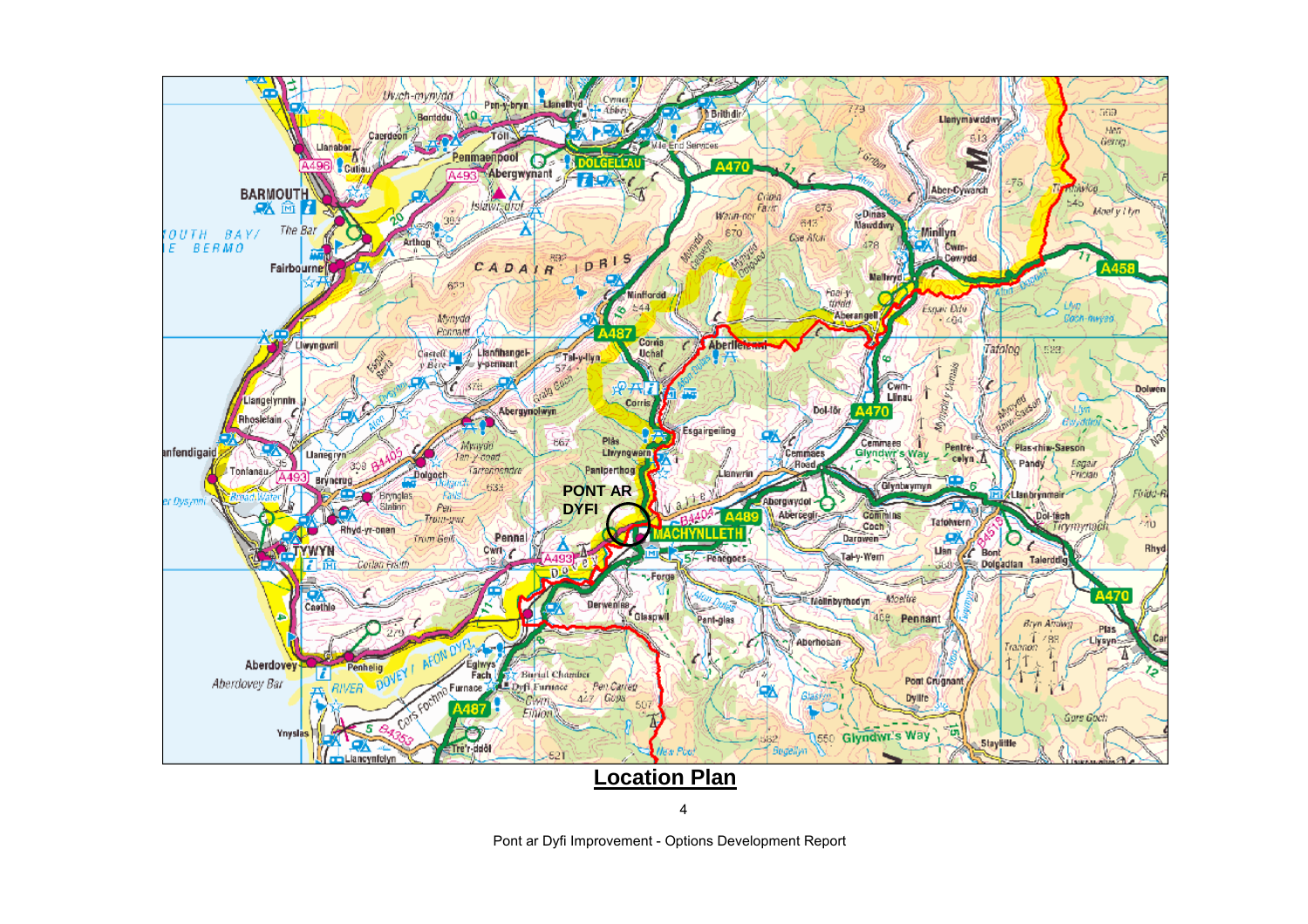PONT AR DYFI

MACHYNLLETH

## Location Plan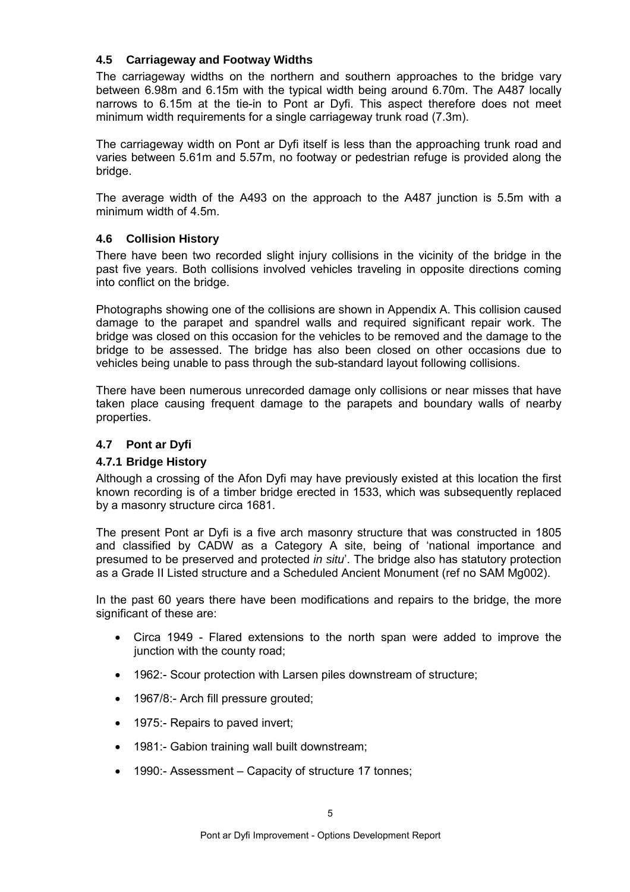### 4.5 Carriageway and Footway Widths

The carriageway widths on the northern and southern approaches to the bridge vary between 6.98m and 6.15m with the typical width being around 6.70m. The A487 locally narrows to 6.15m at the tie-in to Pont ar Dyfi. This aspect therefore does not meet minimum width requirements for a single carriageway trunk road (7.3m).

The carriageway width on Pont ar Dyfi itself is less than the approaching trunk road and varies between 5.61m and 5.57m, no footway or pedestrian refuge is provided along the bridge.

The average width of the A493 on the approach to the A487 junction is 5.5m with a minimum width of 4.5m.

### 4.6 Collision History

There have been two recorded slight injury collisions in the vicinity of the bridge in the past five years. Both collisions involved vehicles traveling in opposite directions coming into conflict on the bridge.

Photographs showing one of the collisions are shown in Appendix A. This collision caused damage to the parapet and spandrel walls and required significant repair work. The bridge was closed on this occasion for the vehicles to be removed and the damage to the bridge to be assessed. The bridge has also been closed on other occasions due to vehicles being unable to pass through the sub-standard layout following collisions.

There have been numerous unrecorded damage only collisions or near misses that have taken place causing frequent damage to the parapets and boundary walls of nearby properties.

### 4.7 Pont ar Dyfi

#### 4.7.1 Bridge History

Although a crossing of the Afon Dyfi may have previously existed at this location the first known recording is of a timber bridge erected in 1533, which was subsequently replaced by a masonry structure circa 1681.

The present Pont ar Dyfi is a five arch masonry structure that was constructed in 1805 and classified by CADW as a Category A site, being of 'national importance and presumed to be preserved and protected *in situ*'. The bridge also has statutory protection as a Grade II Listed structure and a Scheduled Ancient Monument (ref no SAM Mg002).

In the past 60 years there have been modifications and repairs to the bridge, the more significant of these are:

- Circa 1949 - Flared extensions to the north span were added to improve the junction with the county road;
- 1962:- Scour protection with Larsen piles downstream of structure;
- 1967/8:- Arch fill pressure grouted;
- 1975:- Repairs to paved invert;
- 1981:- Gabion training wall built downstream;
- 1990:- Assessment – Capacity of structure 17 tonnes;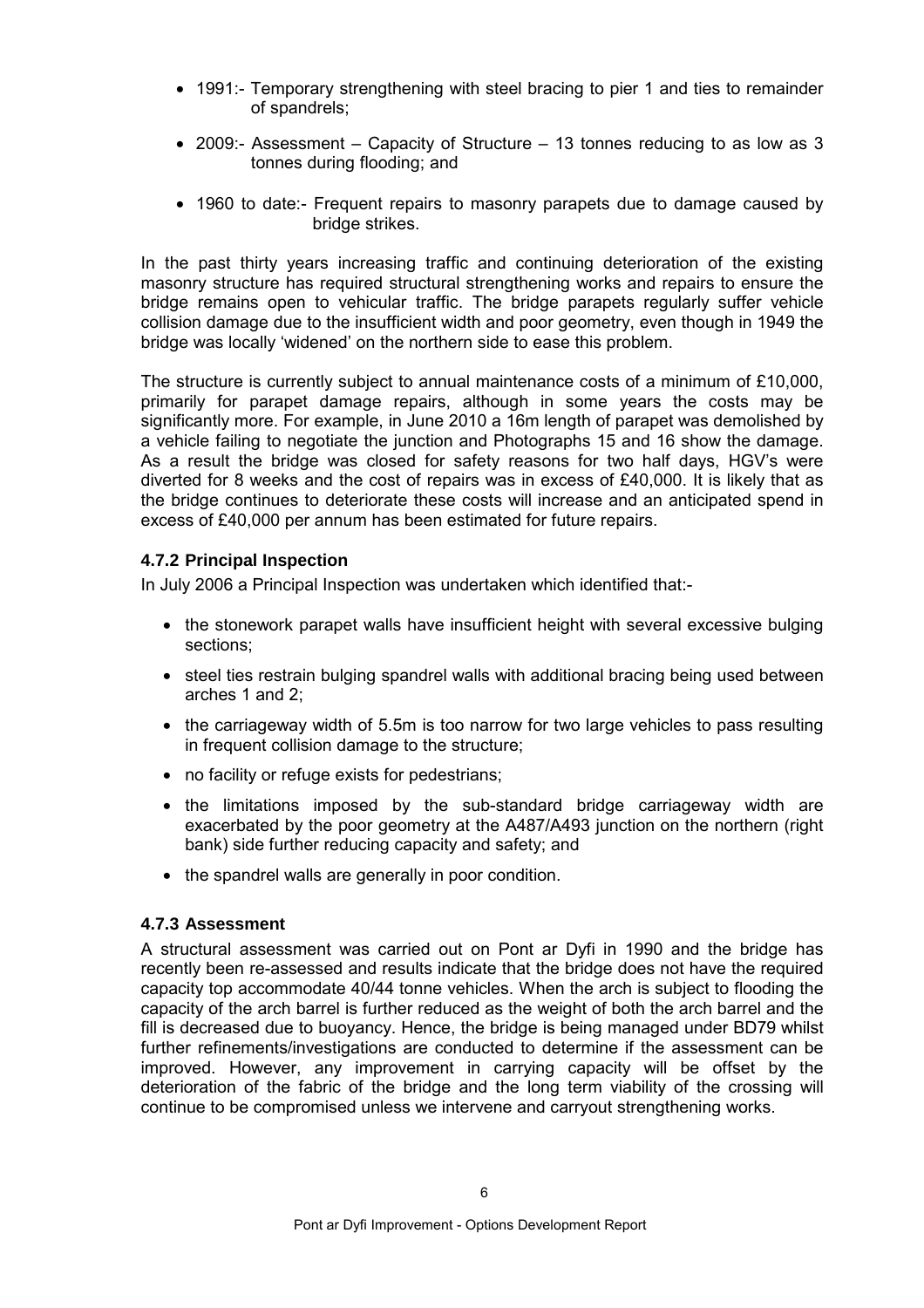- 1991:- Temporary strengthening with steel bracing to pier 1 and ties to remainder of spandrels;
- 2009:- Assessment – Capacity of Structure – 13 tonnes reducing to as low as 3 tonnes during flooding; and
- 1960 to date:- Frequent repairs to masonry parapets due to damage caused by bridge strikes.

In the past thirty years increasing traffic and continuing deterioration of the existing masonry structure has required structural strengthening works and repairs to ensure the bridge remains open to vehicular traffic. The bridge parapets regularly suffer vehicle collision damage due to the insufficient width and poor geometry, even though in 1949 the bridge was locally 'widened' on the northern side to ease this problem.

The structure is currently subject to annual maintenance costs of a minimum of £10,000, primarily for parapet damage repairs, although in some years the costs may be significantly more. For example, in June 2010 a 16m length of parapet was demolished by a vehicle failing to negotiate the junction and Photographs 15 and 16 show the damage. As a result the bridge was closed for safety reasons for two half days, HGV's were diverted for 8 weeks and the cost of repairs was in excess of £40,000. It is likely that as the bridge continues to deteriorate these costs will increase and an anticipated spend in excess of £40,000 per annum has been estimated for future repairs.

### 4.7.2 Principal Inspection

In July 2006 a Principal Inspection was undertaken which identified that:-

- the stonework parapet walls have insufficient height with several excessive bulging sections;
- steel ties restrain bulging spandrel walls with additional bracing being used between arches 1 and 2;
- the carriageway width of 5.5m is too narrow for two large vehicles to pass resulting in frequent collision damage to the structure;
- no facility or refuge exists for pedestrians;
- the limitations imposed by the sub-standard bridge carriageway width are exacerbated by the poor geometry at the A487/A493 junction on the northern (right bank) side further reducing capacity and safety; and
- the spandrel walls are generally in poor condition.

### 4.7.3 Assessment

A structural assessment was carried out on Pont ar Dyfi in 1990 and the bridge has recently been re-assessed and results indicate that the bridge does not have the required capacity top accommodate 40/44 tonne vehicles. When the arch is subject to flooding the capacity of the arch barrel is further reduced as the weight of both the arch barrel and the fill is decreased due to buoyancy. Hence, the bridge is being managed under BD79 whilst further refinements/investigations are conducted to determine if the assessment can be improved. However, any improvement in carrying capacity will be offset by the deterioration of the fabric of the bridge and the long term viability of the crossing will continue to be compromised unless we intervene and carryout strengthening works.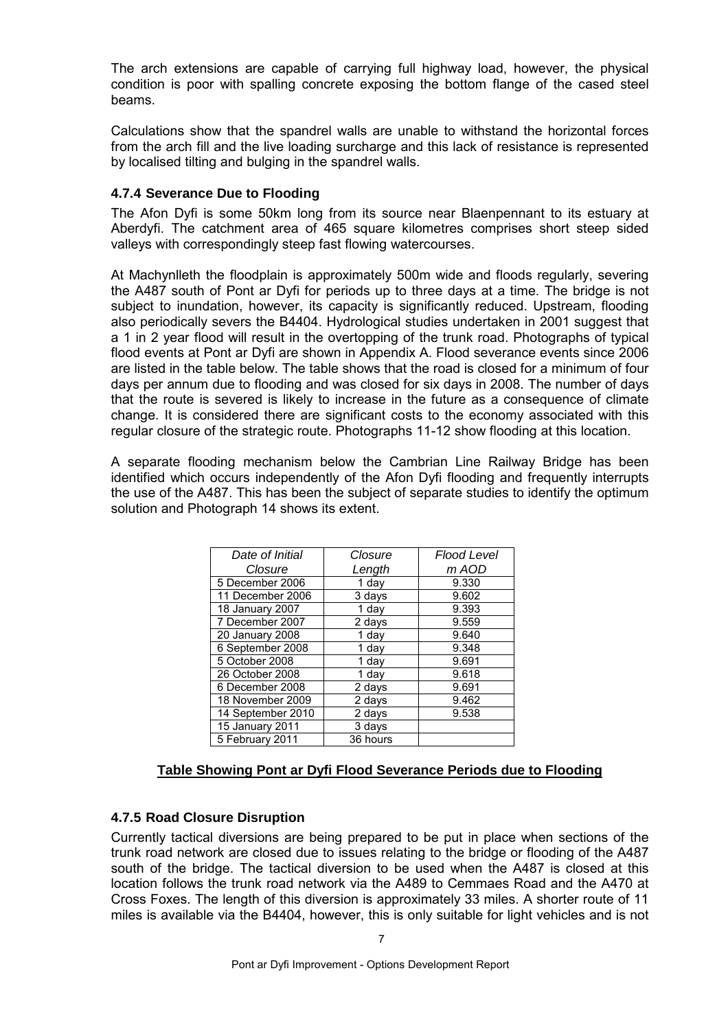The arch extensions are capable of carrying full highway load, however, the physical condition is poor with spalling concrete exposing the bottom flange of the cased steel beams.

Calculations show that the spandrel walls are unable to withstand the horizontal forces from the arch fill and the live loading surcharge and this lack of resistance is represented by localised tilting and bulging in the spandrel walls.

### 4.7.4 Severance Due to Flooding

The Afon Dyfi is some 50km long from its source near Blaenpennant to its estuary at Aberdyfi. The catchment area of 465 square kilometres comprises short steep sided valleys with correspondingly steep fast flowing watercourses.

At Machynlleth the floodplain is approximately 500m wide and floods regularly, severing the A487 south of Pont ar Dyfi for periods up to three days at a time. The bridge is not subject to inundation, however, its capacity is significantly reduced. Upstream, flooding also periodically severs the B4404. Hydrological studies undertaken in 2001 suggest that a 1 in 2 year flood will result in the overtopping of the trunk road. Photographs of typical flood events at Pont ar Dyfi are shown in Appendix A. Flood severance events since 2006 are listed in the table below. The table shows that the road is closed for a minimum of four days per annum due to flooding and was closed for six days in 2008. The number of days that the route is severed is likely to increase in the future as a consequence of climate change. It is considered there are significant costs to the economy associated with this regular closure of the strategic route. Photographs 11-12 show flooding at this location.

A separate flooding mechanism below the Cambrian Line Railway Bridge has been identified which occurs independently of the Afon Dyfi flooding and frequently interrupts the use of the A487. This has been the subject of separate studies to identify the optimum solution and Photograph 14 shows its extent.

| *Date of Initial Closure* | *Closure Length* | *Flood Level m AOD* |
|---|---|---|
| 5 December 2006 | 1 day | 9.330 |
| 11 December 2006 | 3 days | 9.602 |
| 18 January 2007 | 1 day | 9.393 |
| 7 December 2007 | 2 days | 9.559 |
| 20 January 2008 | 1 day | 9.640 |
| 6 September 2008 | 1 day | 9.348 |
| 5 October 2008 | 1 day | 9.691 |
| 26 October 2008 | 1 day | 9.618 |
| 6 December 2008 | 2 days | 9.691 |
| 18 November 2009 | 2 days | 9.462 |
| 14 September 2010 | 2 days | 9.538 |
| 15 January 2011 | 3 days | |
| 5 February 2011 | 36 hours | |

**Table Showing Pont ar Dyfi Flood Severance Periods due to Flooding**

### 4.7.5 Road Closure Disruption

Currently tactical diversions are being prepared to be put in place when sections of the trunk road network are closed due to issues relating to the bridge or flooding of the A487 south of the bridge. The tactical diversion to be used when the A487 is closed at this location follows the trunk road network via the A489 to Cemmaes Road and the A470 at Cross Foxes. The length of this diversion is approximately 33 miles. A shorter route of 11 miles is available via the B4404, however, this is only suitable for light vehicles and is not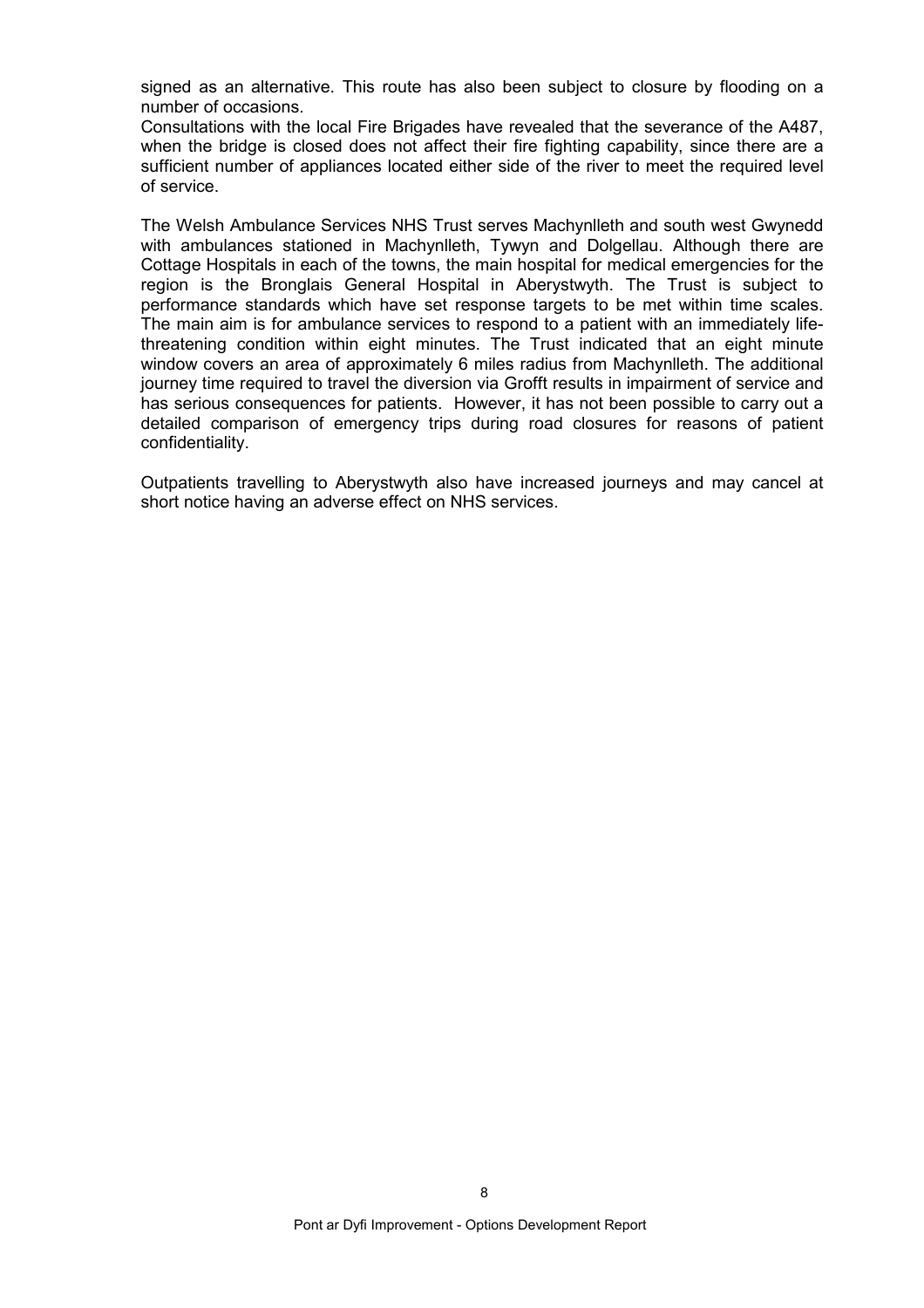signed as an alternative. This route has also been subject to closure by flooding on a number of occasions.

Consultations with the local Fire Brigades have revealed that the severance of the A487, when the bridge is closed does not affect their fire fighting capability, since there are a sufficient number of appliances located either side of the river to meet the required level of service.

The Welsh Ambulance Services NHS Trust serves Machynlleth and south west Gwynedd with ambulances stationed in Machynlleth, Tywyn and Dolgellau. Although there are Cottage Hospitals in each of the towns, the main hospital for medical emergencies for the region is the Bronglais General Hospital in Aberystwyth. The Trust is subject to performance standards which have set response targets to be met within time scales. The main aim is for ambulance services to respond to a patient with an immediately life-threatening condition within eight minutes. The Trust indicated that an eight minute window covers an area of approximately 6 miles radius from Machynlleth. The additional journey time required to travel the diversion via Grofft results in impairment of service and has serious consequences for patients. However, it has not been possible to carry out a detailed comparison of emergency trips during road closures for reasons of patient confidentiality.

Outpatients travelling to Aberystwyth also have increased journeys and may cancel at short notice having an adverse effect on NHS services.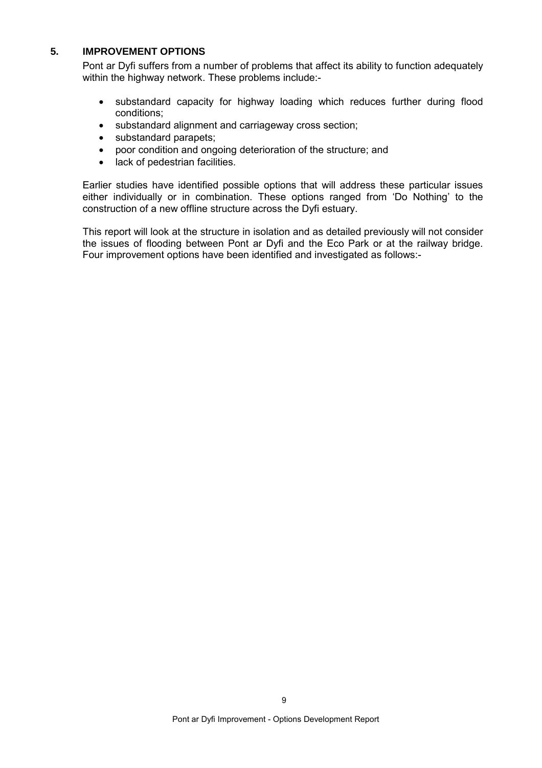## 5. IMPROVEMENT OPTIONS

Pont ar Dyfi suffers from a number of problems that affect its ability to function adequately within the highway network. These problems include:-

- substandard capacity for highway loading which reduces further during flood conditions;
- substandard alignment and carriageway cross section;
- substandard parapets;
- poor condition and ongoing deterioration of the structure; and
- lack of pedestrian facilities.

Earlier studies have identified possible options that will address these particular issues either individually or in combination. These options ranged from 'Do Nothing' to the construction of a new offline structure across the Dyfi estuary.

This report will look at the structure in isolation and as detailed previously will not consider the issues of flooding between Pont ar Dyfi and the Eco Park or at the railway bridge. Four improvement options have been identified and investigated as follows:-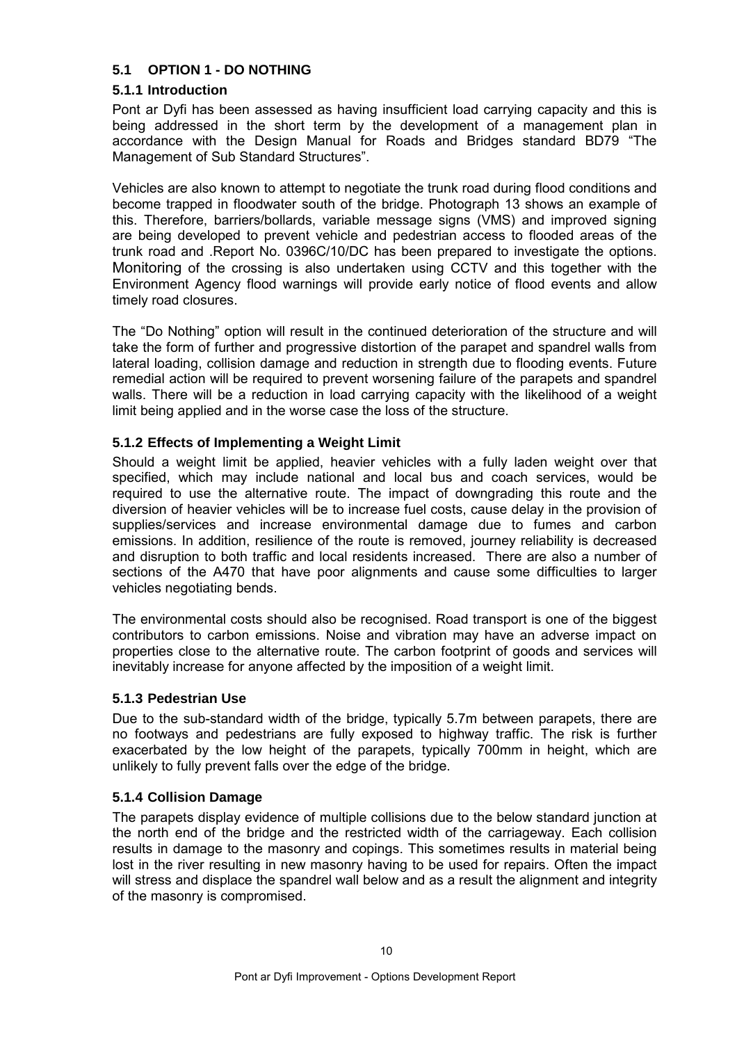## 5.1 OPTION 1 - DO NOTHING

### 5.1.1 Introduction

Pont ar Dyfi has been assessed as having insufficient load carrying capacity and this is being addressed in the short term by the development of a management plan in accordance with the Design Manual for Roads and Bridges standard BD79 "The Management of Sub Standard Structures".

Vehicles are also known to attempt to negotiate the trunk road during flood conditions and become trapped in floodwater south of the bridge. Photograph 13 shows an example of this. Therefore, barriers/bollards, variable message signs (VMS) and improved signing are being developed to prevent vehicle and pedestrian access to flooded areas of the trunk road and .Report No. 0396C/10/DC has been prepared to investigate the options. Monitoring of the crossing is also undertaken using CCTV and this together with the Environment Agency flood warnings will provide early notice of flood events and allow timely road closures.

The "Do Nothing" option will result in the continued deterioration of the structure and will take the form of further and progressive distortion of the parapet and spandrel walls from lateral loading, collision damage and reduction in strength due to flooding events. Future remedial action will be required to prevent worsening failure of the parapets and spandrel walls. There will be a reduction in load carrying capacity with the likelihood of a weight limit being applied and in the worse case the loss of the structure.

### 5.1.2 Effects of Implementing a Weight Limit

Should a weight limit be applied, heavier vehicles with a fully laden weight over that specified, which may include national and local bus and coach services, would be required to use the alternative route. The impact of downgrading this route and the diversion of heavier vehicles will be to increase fuel costs, cause delay in the provision of supplies/services and increase environmental damage due to fumes and carbon emissions. In addition, resilience of the route is removed, journey reliability is decreased and disruption to both traffic and local residents increased. There are also a number of sections of the A470 that have poor alignments and cause some difficulties to larger vehicles negotiating bends.

The environmental costs should also be recognised. Road transport is one of the biggest contributors to carbon emissions. Noise and vibration may have an adverse impact on properties close to the alternative route. The carbon footprint of goods and services will inevitably increase for anyone affected by the imposition of a weight limit.

### 5.1.3 Pedestrian Use

Due to the sub-standard width of the bridge, typically 5.7m between parapets, there are no footways and pedestrians are fully exposed to highway traffic. The risk is further exacerbated by the low height of the parapets, typically 700mm in height, which are unlikely to fully prevent falls over the edge of the bridge.

### 5.1.4 Collision Damage

The parapets display evidence of multiple collisions due to the below standard junction at the north end of the bridge and the restricted width of the carriageway. Each collision results in damage to the masonry and copings. This sometimes results in material being lost in the river resulting in new masonry having to be used for repairs. Often the impact will stress and displace the spandrel wall below and as a result the alignment and integrity of the masonry is compromised.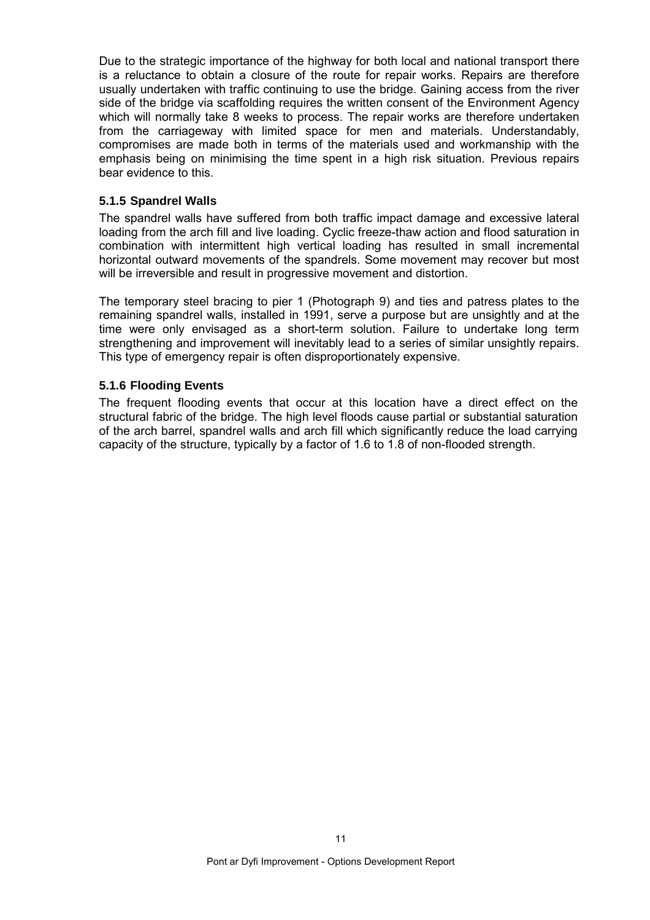Due to the strategic importance of the highway for both local and national transport there is a reluctance to obtain a closure of the route for repair works. Repairs are therefore usually undertaken with traffic continuing to use the bridge. Gaining access from the river side of the bridge via scaffolding requires the written consent of the Environment Agency which will normally take 8 weeks to process. The repair works are therefore undertaken from the carriageway with limited space for men and materials. Understandably, compromises are made both in terms of the materials used and workmanship with the emphasis being on minimising the time spent in a high risk situation. Previous repairs bear evidence to this.

### 5.1.5 Spandrel Walls

The spandrel walls have suffered from both traffic impact damage and excessive lateral loading from the arch fill and live loading. Cyclic freeze-thaw action and flood saturation in combination with intermittent high vertical loading has resulted in small incremental horizontal outward movements of the spandrels. Some movement may recover but most will be irreversible and result in progressive movement and distortion.

The temporary steel bracing to pier 1 (Photograph 9) and ties and patress plates to the remaining spandrel walls, installed in 1991, serve a purpose but are unsightly and at the time were only envisaged as a short-term solution. Failure to undertake long term strengthening and improvement will inevitably lead to a series of similar unsightly repairs. This type of emergency repair is often disproportionately expensive.

### 5.1.6 Flooding Events

The frequent flooding events that occur at this location have a direct effect on the structural fabric of the bridge. The high level floods cause partial or substantial saturation of the arch barrel, spandrel walls and arch fill which significantly reduce the load carrying capacity of the structure, typically by a factor of 1.6 to 1.8 of non-flooded strength.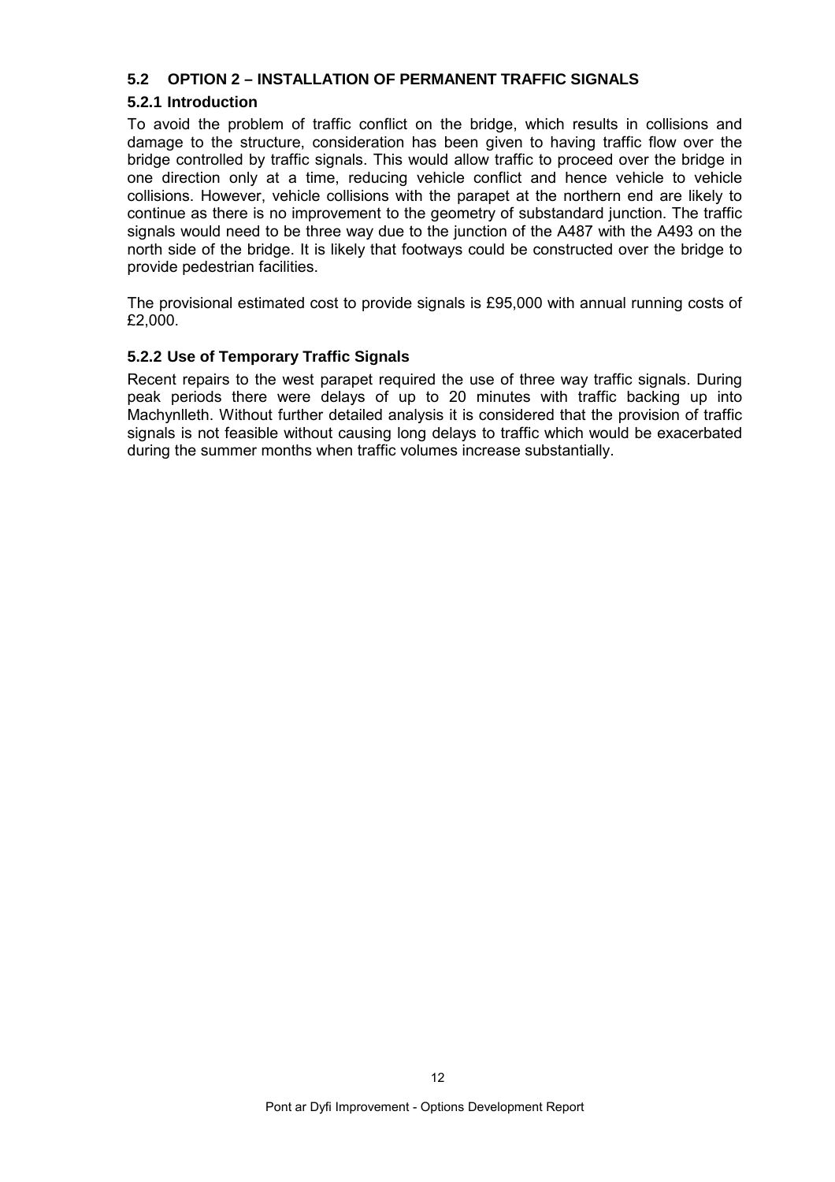## 5.2 OPTION 2 – INSTALLATION OF PERMANENT TRAFFIC SIGNALS

### 5.2.1 Introduction

To avoid the problem of traffic conflict on the bridge, which results in collisions and damage to the structure, consideration has been given to having traffic flow over the bridge controlled by traffic signals. This would allow traffic to proceed over the bridge in one direction only at a time, reducing vehicle conflict and hence vehicle to vehicle collisions. However, vehicle collisions with the parapet at the northern end are likely to continue as there is no improvement to the geometry of substandard junction. The traffic signals would need to be three way due to the junction of the A487 with the A493 on the north side of the bridge. It is likely that footways could be constructed over the bridge to provide pedestrian facilities.

The provisional estimated cost to provide signals is £95,000 with annual running costs of £2,000.

### 5.2.2 Use of Temporary Traffic Signals

Recent repairs to the west parapet required the use of three way traffic signals. During peak periods there were delays of up to 20 minutes with traffic backing up into Machynlleth. Without further detailed analysis it is considered that the provision of traffic signals is not feasible without causing long delays to traffic which would be exacerbated during the summer months when traffic volumes increase substantially.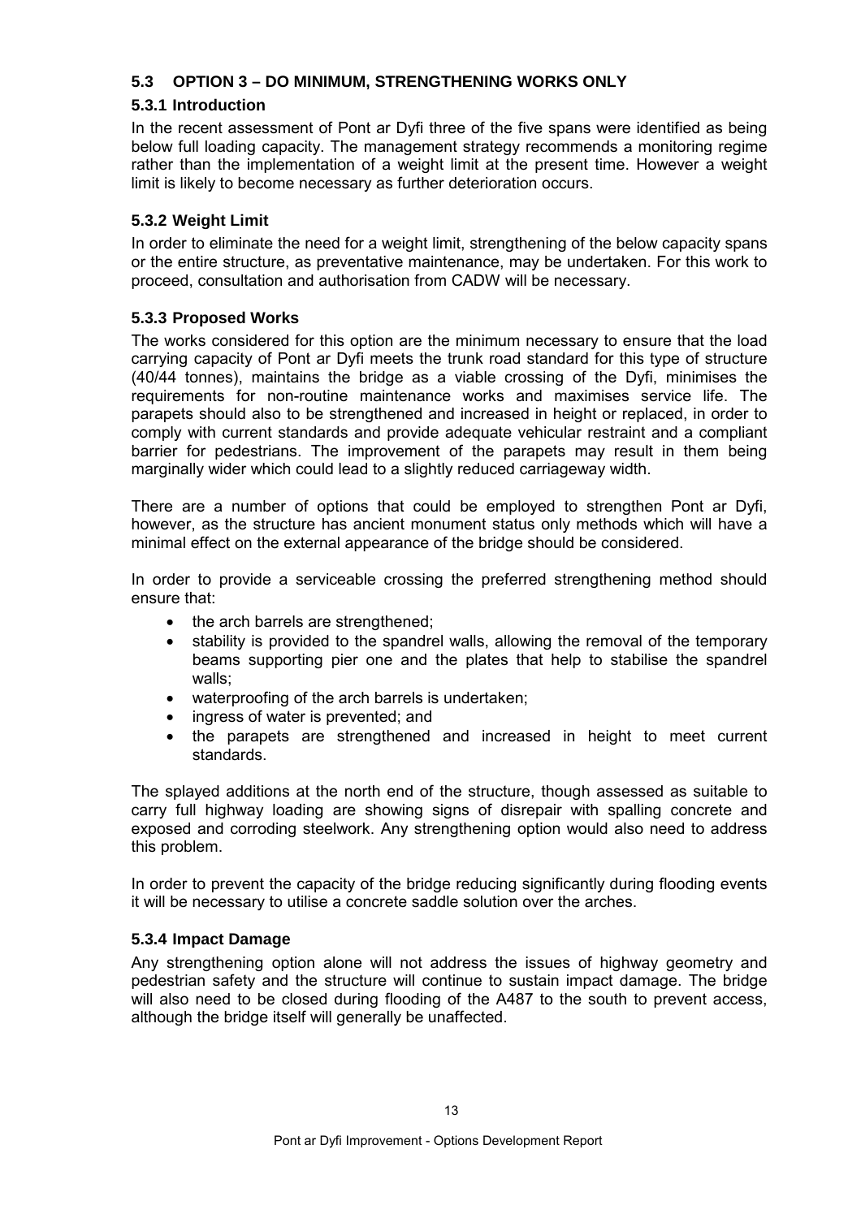## 5.3 OPTION 3 – DO MINIMUM, STRENGTHENING WORKS ONLY

### 5.3.1 Introduction

In the recent assessment of Pont ar Dyfi three of the five spans were identified as being below full loading capacity. The management strategy recommends a monitoring regime rather than the implementation of a weight limit at the present time. However a weight limit is likely to become necessary as further deterioration occurs.

### 5.3.2 Weight Limit

In order to eliminate the need for a weight limit, strengthening of the below capacity spans or the entire structure, as preventative maintenance, may be undertaken. For this work to proceed, consultation and authorisation from CADW will be necessary.

### 5.3.3 Proposed Works

The works considered for this option are the minimum necessary to ensure that the load carrying capacity of Pont ar Dyfi meets the trunk road standard for this type of structure (40/44 tonnes), maintains the bridge as a viable crossing of the Dyfi, minimises the requirements for non-routine maintenance works and maximises service life. The parapets should also to be strengthened and increased in height or replaced, in order to comply with current standards and provide adequate vehicular restraint and a compliant barrier for pedestrians. The improvement of the parapets may result in them being marginally wider which could lead to a slightly reduced carriageway width.

There are a number of options that could be employed to strengthen Pont ar Dyfi, however, as the structure has ancient monument status only methods which will have a minimal effect on the external appearance of the bridge should be considered.

In order to provide a serviceable crossing the preferred strengthening method should ensure that:

- the arch barrels are strengthened;
- stability is provided to the spandrel walls, allowing the removal of the temporary beams supporting pier one and the plates that help to stabilise the spandrel walls;
- waterproofing of the arch barrels is undertaken;
- ingress of water is prevented; and
- the parapets are strengthened and increased in height to meet current standards.

The splayed additions at the north end of the structure, though assessed as suitable to carry full highway loading are showing signs of disrepair with spalling concrete and exposed and corroding steelwork. Any strengthening option would also need to address this problem.

In order to prevent the capacity of the bridge reducing significantly during flooding events it will be necessary to utilise a concrete saddle solution over the arches.

### 5.3.4 Impact Damage

Any strengthening option alone will not address the issues of highway geometry and pedestrian safety and the structure will continue to sustain impact damage. The bridge will also need to be closed during flooding of the A487 to the south to prevent access, although the bridge itself will generally be unaffected.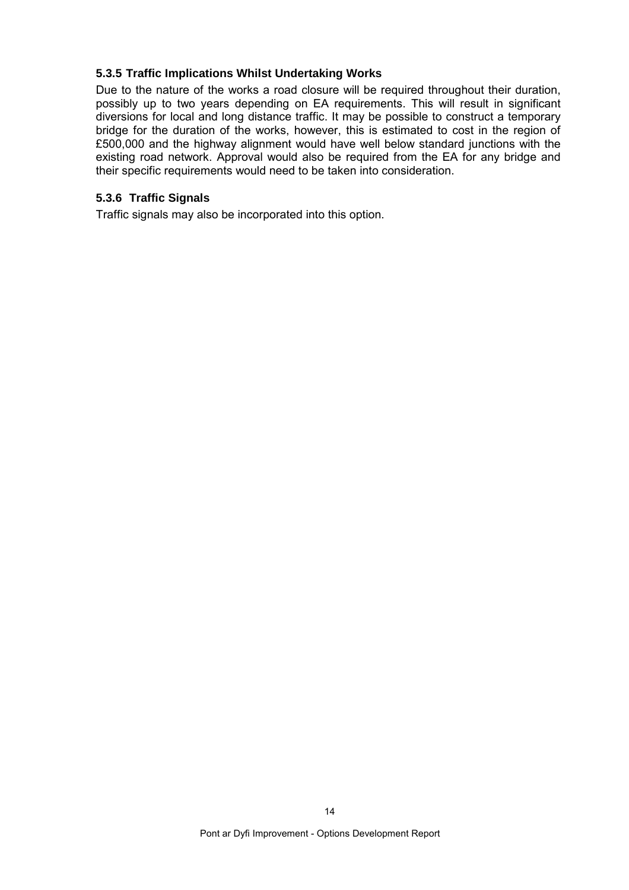#### 5.3.5 Traffic Implications Whilst Undertaking Works

Due to the nature of the works a road closure will be required throughout their duration, possibly up to two years depending on EA requirements. This will result in significant diversions for local and long distance traffic. It may be possible to construct a temporary bridge for the duration of the works, however, this is estimated to cost in the region of £500,000 and the highway alignment would have well below standard junctions with the existing road network. Approval would also be required from the EA for any bridge and their specific requirements would need to be taken into consideration.

#### 5.3.6 Traffic Signals

Traffic signals may also be incorporated into this option.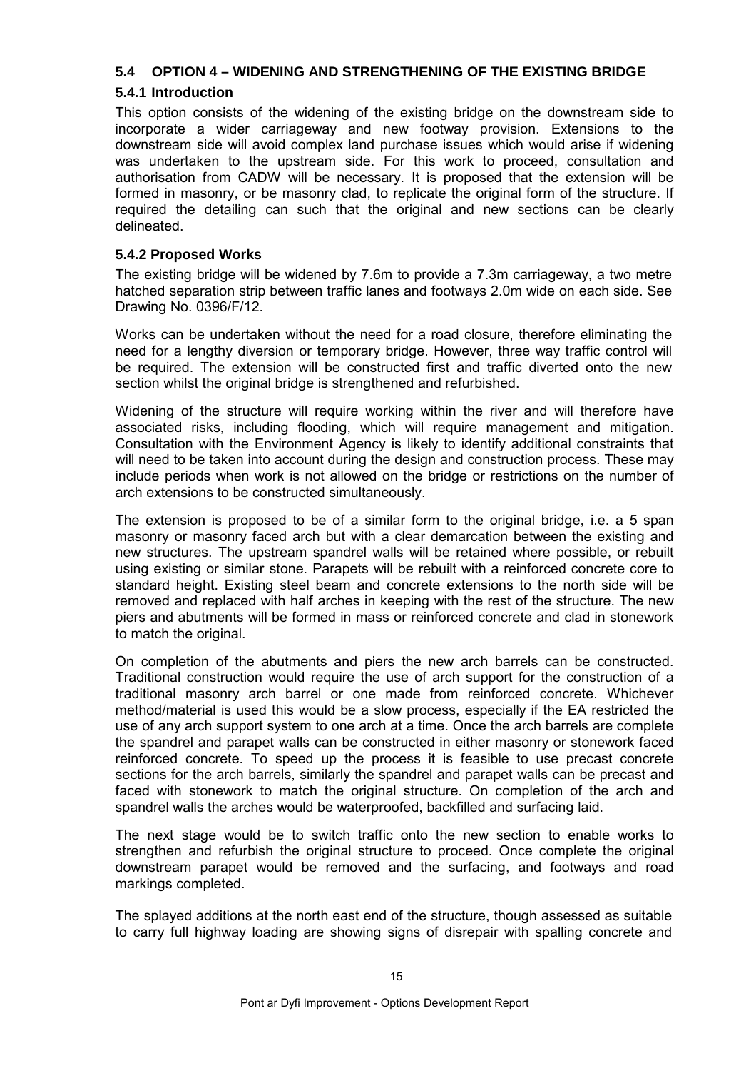## 5.4 OPTION 4 – WIDENING AND STRENGTHENING OF THE EXISTING BRIDGE

### 5.4.1 Introduction

This option consists of the widening of the existing bridge on the downstream side to incorporate a wider carriageway and new footway provision. Extensions to the downstream side will avoid complex land purchase issues which would arise if widening was undertaken to the upstream side. For this work to proceed, consultation and authorisation from CADW will be necessary. It is proposed that the extension will be formed in masonry, or be masonry clad, to replicate the original form of the structure. If required the detailing can such that the original and new sections can be clearly delineated.

### 5.4.2 Proposed Works

The existing bridge will be widened by 7.6m to provide a 7.3m carriageway, a two metre hatched separation strip between traffic lanes and footways 2.0m wide on each side. See Drawing No. 0396/F/12.

Works can be undertaken without the need for a road closure, therefore eliminating the need for a lengthy diversion or temporary bridge. However, three way traffic control will be required. The extension will be constructed first and traffic diverted onto the new section whilst the original bridge is strengthened and refurbished.

Widening of the structure will require working within the river and will therefore have associated risks, including flooding, which will require management and mitigation. Consultation with the Environment Agency is likely to identify additional constraints that will need to be taken into account during the design and construction process. These may include periods when work is not allowed on the bridge or restrictions on the number of arch extensions to be constructed simultaneously.

The extension is proposed to be of a similar form to the original bridge, i.e. a 5 span masonry or masonry faced arch but with a clear demarcation between the existing and new structures. The upstream spandrel walls will be retained where possible, or rebuilt using existing or similar stone. Parapets will be rebuilt with a reinforced concrete core to standard height. Existing steel beam and concrete extensions to the north side will be removed and replaced with half arches in keeping with the rest of the structure. The new piers and abutments will be formed in mass or reinforced concrete and clad in stonework to match the original.

On completion of the abutments and piers the new arch barrels can be constructed. Traditional construction would require the use of arch support for the construction of a traditional masonry arch barrel or one made from reinforced concrete. Whichever method/material is used this would be a slow process, especially if the EA restricted the use of any arch support system to one arch at a time. Once the arch barrels are complete the spandrel and parapet walls can be constructed in either masonry or stonework faced reinforced concrete. To speed up the process it is feasible to use precast concrete sections for the arch barrels, similarly the spandrel and parapet walls can be precast and faced with stonework to match the original structure. On completion of the arch and spandrel walls the arches would be waterproofed, backfilled and surfacing laid.

The next stage would be to switch traffic onto the new section to enable works to strengthen and refurbish the original structure to proceed. Once complete the original downstream parapet would be removed and the surfacing, and footways and road markings completed.

The splayed additions at the north east end of the structure, though assessed as suitable to carry full highway loading are showing signs of disrepair with spalling concrete and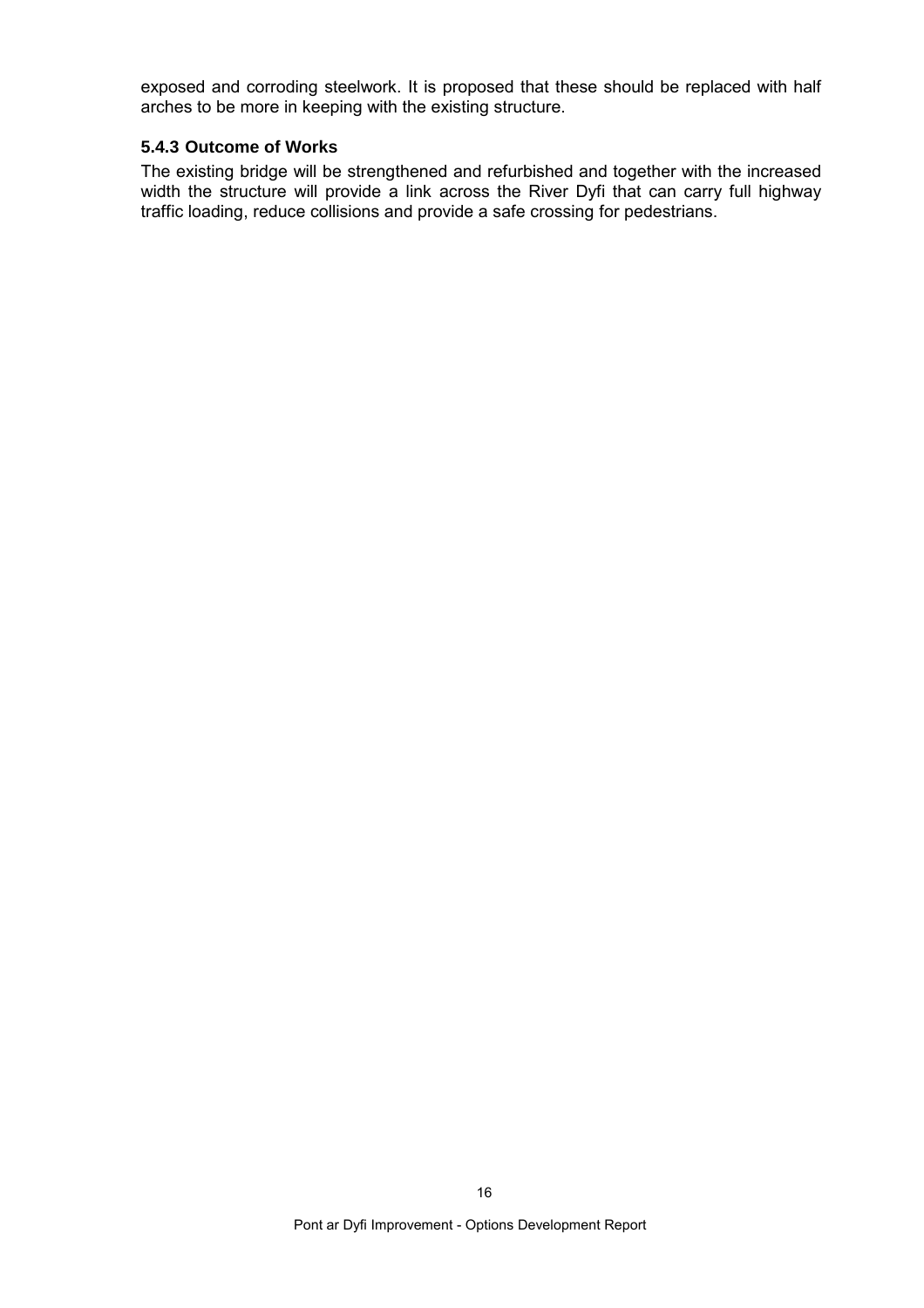exposed and corroding steelwork. It is proposed that these should be replaced with half arches to be more in keeping with the existing structure.

#### 5.4.3 Outcome of Works

The existing bridge will be strengthened and refurbished and together with the increased width the structure will provide a link across the River Dyfi that can carry full highway traffic loading, reduce collisions and provide a safe crossing for pedestrians.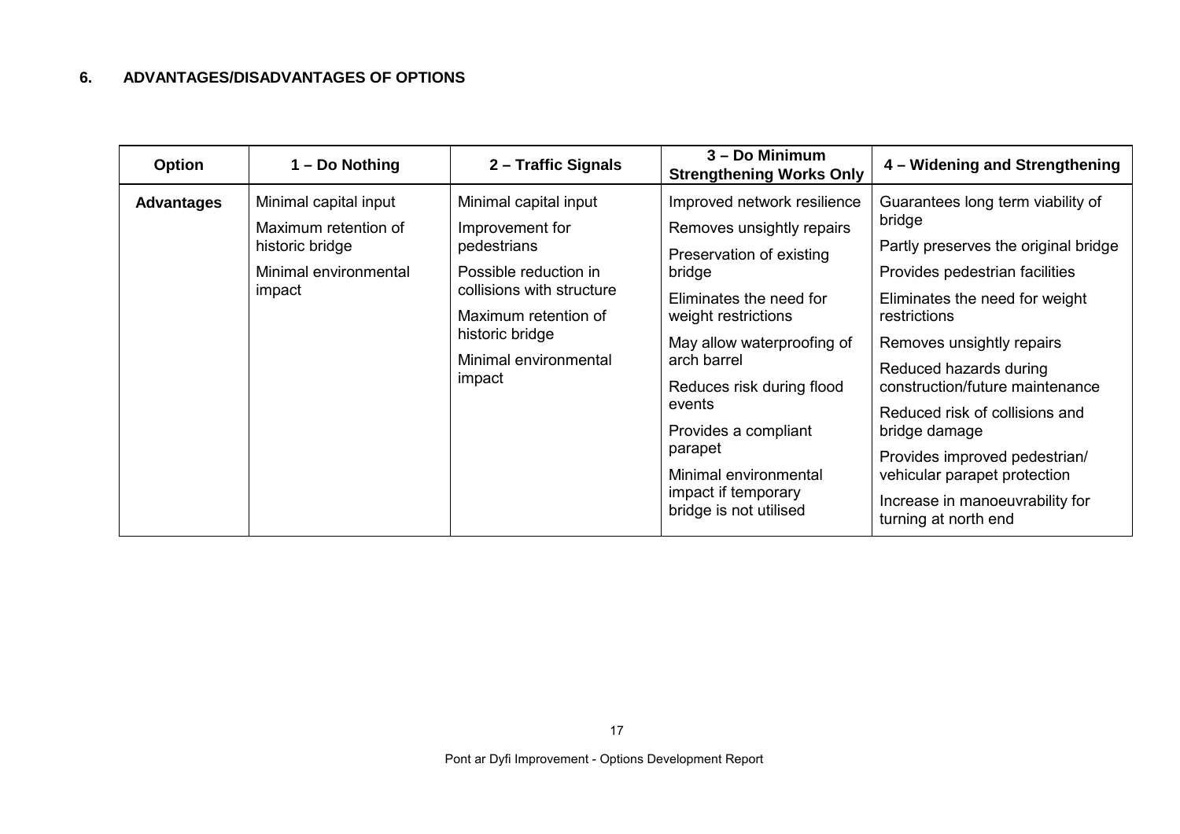## 6. ADVANTAGES/DISADVANTAGES OF OPTIONS

| Option | 1 – Do Nothing | 2 – Traffic Signals | 3 – Do Minimum Strengthening Works Only | 4 – Widening and Strengthening |
|---|---|---|---|---|
| **Advantages** | Minimal capital input<br>Maximum retention of historic bridge<br>Minimal environmental impact | Minimal capital input<br>Improvement for pedestrians<br>Possible reduction in collisions with structure<br>Maximum retention of historic bridge<br>Minimal environmental impact | Improved network resilience<br>Removes unsightly repairs<br>Preservation of existing bridge<br>Eliminates the need for weight restrictions<br>May allow waterproofing of arch barrel<br>Reduces risk during flood events<br>Provides a compliant parapet<br>Minimal environmental impact if temporary bridge is not utilised | Guarantees long term viability of bridge<br>Partly preserves the original bridge<br>Provides pedestrian facilities<br>Eliminates the need for weight restrictions<br>Removes unsightly repairs<br>Reduced hazards during construction/future maintenance<br>Reduced risk of collisions and bridge damage<br>Provides improved pedestrian/ vehicular parapet protection<br>Increase in manoeuvrability for turning at north end |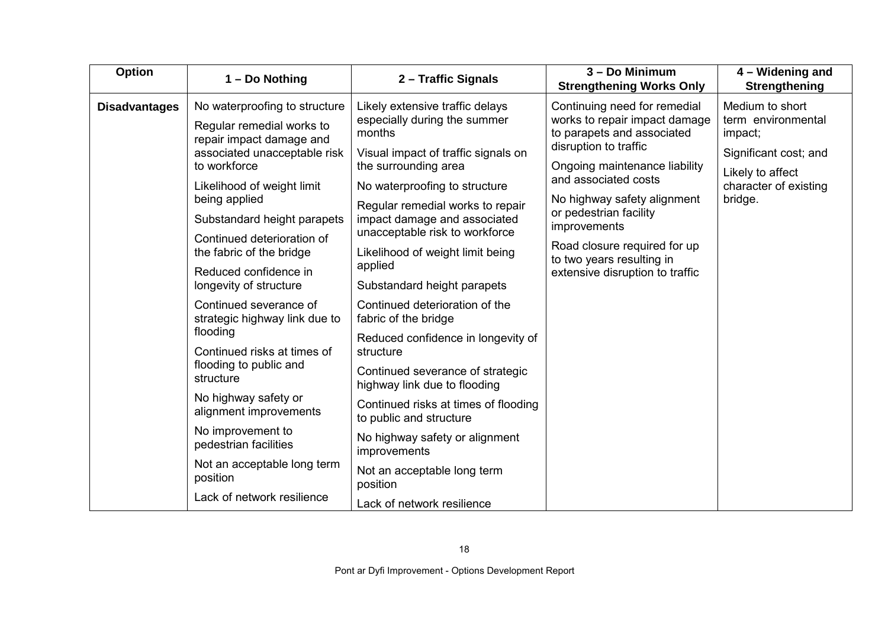| Option | 1 – Do Nothing | 2 – Traffic Signals | 3 – Do Minimum Strengthening Works Only | 4 – Widening and Strengthening |
|---|---|---|---|---|
| **Disadvantages** | No waterproofing to structure<br><br>Regular remedial works to repair impact damage and associated unacceptable risk to workforce<br><br>Likelihood of weight limit being applied<br><br>Substandard height parapets<br><br>Continued deterioration of the fabric of the bridge<br><br>Reduced confidence in longevity of structure<br><br>Continued severance of strategic highway link due to flooding<br><br>Continued risks at times of flooding to public and structure<br><br>No highway safety or alignment improvements<br><br>No improvement to pedestrian facilities<br><br>Not an acceptable long term position<br><br>Lack of network resilience | Likely extensive traffic delays especially during the summer months<br><br>Visual impact of traffic signals on the surrounding area<br><br>No waterproofing to structure<br><br>Regular remedial works to repair impact damage and associated unacceptable risk to workforce<br><br>Likelihood of weight limit being applied<br><br>Substandard height parapets<br><br>Continued deterioration of the fabric of the bridge<br><br>Reduced confidence in longevity of structure<br><br>Continued severance of strategic highway link due to flooding<br><br>Continued risks at times of flooding to public and structure<br><br>No highway safety or alignment improvements<br><br>Not an acceptable long term position<br><br>Lack of network resilience | Continuing need for remedial works to repair impact damage to parapets and associated disruption to traffic<br><br>Ongoing maintenance liability and associated costs<br><br>No highway safety alignment or pedestrian facility improvements<br><br>Road closure required for up to two years resulting in extensive disruption to traffic | Medium to short term environmental impact;<br><br>Significant cost; and<br><br>Likely to affect character of existing bridge. |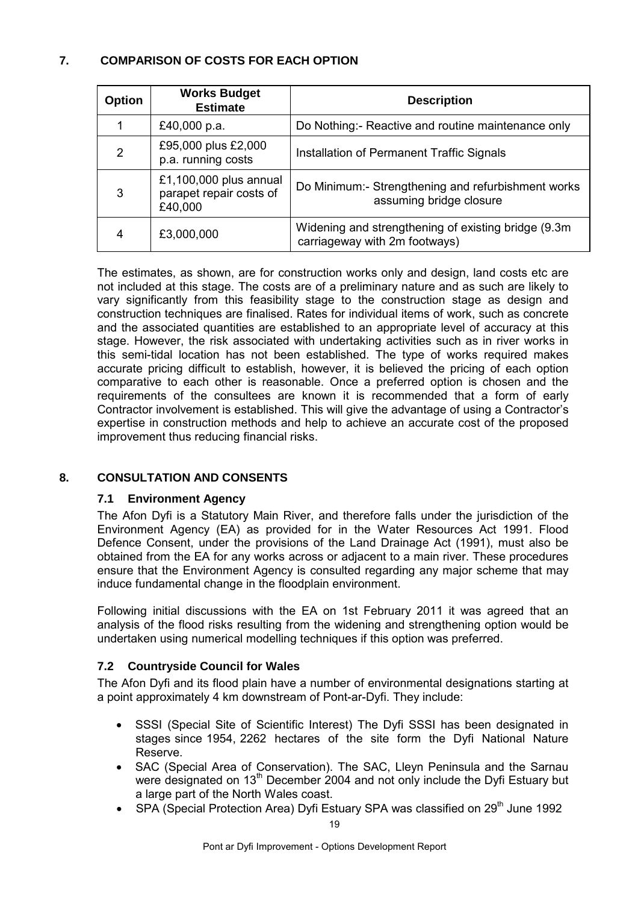## 7. COMPARISON OF COSTS FOR EACH OPTION

| Option | Works Budget Estimate | Description |
|---|---|---|
| 1 | £40,000 p.a. | Do Nothing:- Reactive and routine maintenance only |
| 2 | £95,000 plus £2,000 p.a. running costs | Installation of Permanent Traffic Signals |
| 3 | £1,100,000 plus annual parapet repair costs of £40,000 | Do Minimum:- Strengthening and refurbishment works assuming bridge closure |
| 4 | £3,000,000 | Widening and strengthening of existing bridge (9.3m carriageway with 2m footways) |

The estimates, as shown, are for construction works only and design, land costs etc are not included at this stage. The costs are of a preliminary nature and as such are likely to vary significantly from this feasibility stage to the construction stage as design and construction techniques are finalised. Rates for individual items of work, such as concrete and the associated quantities are established to an appropriate level of accuracy at this stage. However, the risk associated with undertaking activities such as in river works in this semi-tidal location has not been established. The type of works required makes accurate pricing difficult to establish, however, it is believed the pricing of each option comparative to each other is reasonable. Once a preferred option is chosen and the requirements of the consultees are known it is recommended that a form of early Contractor involvement is established. This will give the advantage of using a Contractor's expertise in construction methods and help to achieve an accurate cost of the proposed improvement thus reducing financial risks.

## 8. CONSULTATION AND CONSENTS

### 7.1 Environment Agency

The Afon Dyfi is a Statutory Main River, and therefore falls under the jurisdiction of the Environment Agency (EA) as provided for in the Water Resources Act 1991. Flood Defence Consent, under the provisions of the Land Drainage Act (1991), must also be obtained from the EA for any works across or adjacent to a main river. These procedures ensure that the Environment Agency is consulted regarding any major scheme that may induce fundamental change in the floodplain environment.

Following initial discussions with the EA on 1st February 2011 it was agreed that an analysis of the flood risks resulting from the widening and strengthening option would be undertaken using numerical modelling techniques if this option was preferred.

### 7.2 Countryside Council for Wales

The Afon Dyfi and its flood plain have a number of environmental designations starting at a point approximately 4 km downstream of Pont-ar-Dyfi. They include:

- SSSI (Special Site of Scientific Interest) The Dyfi SSSI has been designated in stages since 1954, 2262 hectares of the site form the Dyfi National Nature Reserve.
- SAC (Special Area of Conservation). The SAC, Lleyn Peninsula and the Sarnau were designated on 13th December 2004 and not only include the Dyfi Estuary but a large part of the North Wales coast.
- SPA (Special Protection Area) Dyfi Estuary SPA was classified on 29th June 1992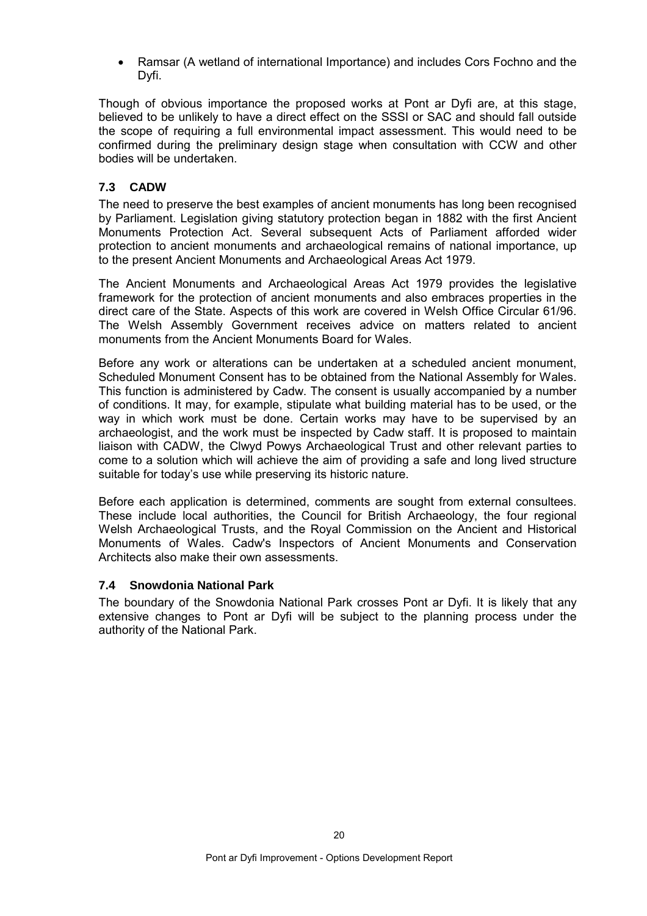- Ramsar (A wetland of international Importance) and includes Cors Fochno and the Dyfi.

Though of obvious importance the proposed works at Pont ar Dyfi are, at this stage, believed to be unlikely to have a direct effect on the SSSI or SAC and should fall outside the scope of requiring a full environmental impact assessment. This would need to be confirmed during the preliminary design stage when consultation with CCW and other bodies will be undertaken.

### 7.3 CADW

The need to preserve the best examples of ancient monuments has long been recognised by Parliament. Legislation giving statutory protection began in 1882 with the first Ancient Monuments Protection Act. Several subsequent Acts of Parliament afforded wider protection to ancient monuments and archaeological remains of national importance, up to the present Ancient Monuments and Archaeological Areas Act 1979.

The Ancient Monuments and Archaeological Areas Act 1979 provides the legislative framework for the protection of ancient monuments and also embraces properties in the direct care of the State. Aspects of this work are covered in Welsh Office Circular 61/96. The Welsh Assembly Government receives advice on matters related to ancient monuments from the Ancient Monuments Board for Wales.

Before any work or alterations can be undertaken at a scheduled ancient monument, Scheduled Monument Consent has to be obtained from the National Assembly for Wales. This function is administered by Cadw. The consent is usually accompanied by a number of conditions. It may, for example, stipulate what building material has to be used, or the way in which work must be done. Certain works may have to be supervised by an archaeologist, and the work must be inspected by Cadw staff. It is proposed to maintain liaison with CADW, the Clwyd Powys Archaeological Trust and other relevant parties to come to a solution which will achieve the aim of providing a safe and long lived structure suitable for today's use while preserving its historic nature.

Before each application is determined, comments are sought from external consultees. These include local authorities, the Council for British Archaeology, the four regional Welsh Archaeological Trusts, and the Royal Commission on the Ancient and Historical Monuments of Wales. Cadw's Inspectors of Ancient Monuments and Conservation Architects also make their own assessments.

### 7.4 Snowdonia National Park

The boundary of the Snowdonia National Park crosses Pont ar Dyfi. It is likely that any extensive changes to Pont ar Dyfi will be subject to the planning process under the authority of the National Park.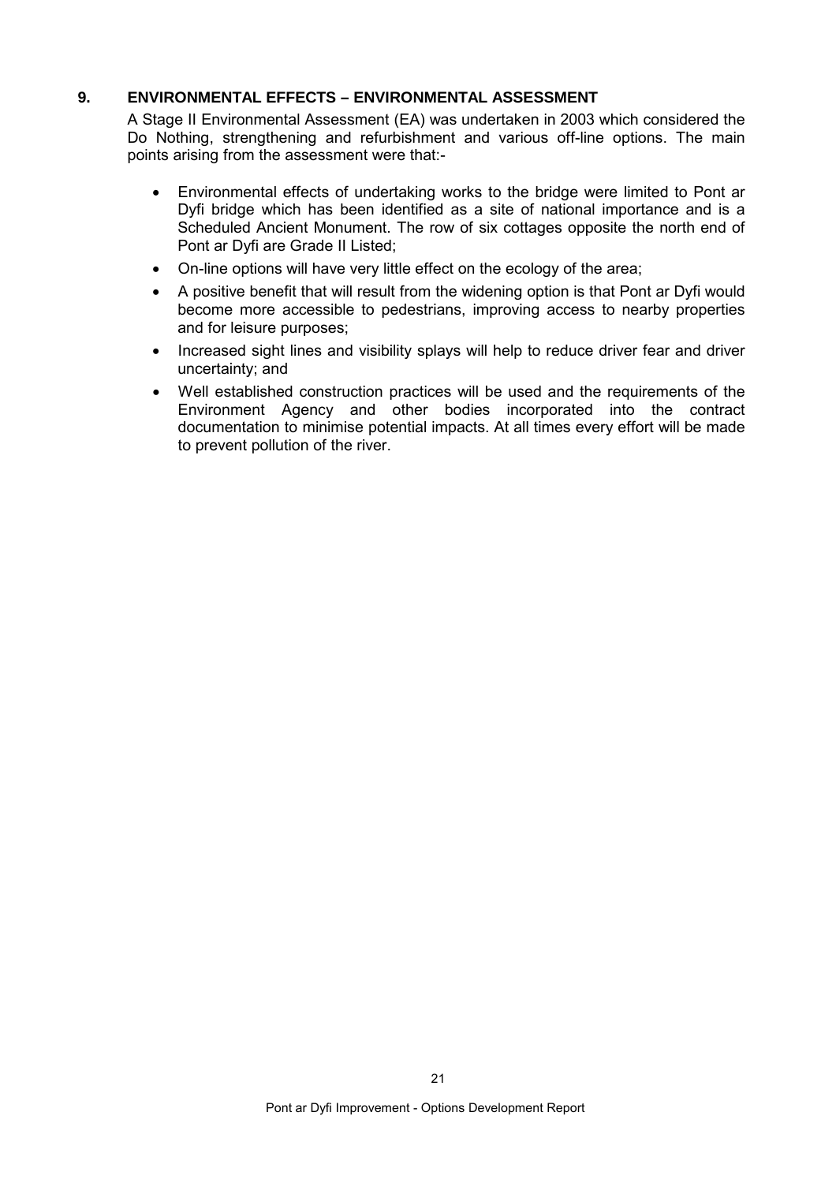## 9. ENVIRONMENTAL EFFECTS – ENVIRONMENTAL ASSESSMENT

A Stage II Environmental Assessment (EA) was undertaken in 2003 which considered the Do Nothing, strengthening and refurbishment and various off-line options. The main points arising from the assessment were that:-

- Environmental effects of undertaking works to the bridge were limited to Pont ar Dyfi bridge which has been identified as a site of national importance and is a Scheduled Ancient Monument. The row of six cottages opposite the north end of Pont ar Dyfi are Grade II Listed;
- On-line options will have very little effect on the ecology of the area;
- A positive benefit that will result from the widening option is that Pont ar Dyfi would become more accessible to pedestrians, improving access to nearby properties and for leisure purposes;
- Increased sight lines and visibility splays will help to reduce driver fear and driver uncertainty; and
- Well established construction practices will be used and the requirements of the Environment Agency and other bodies incorporated into the contract documentation to minimise potential impacts. At all times every effort will be made to prevent pollution of the river.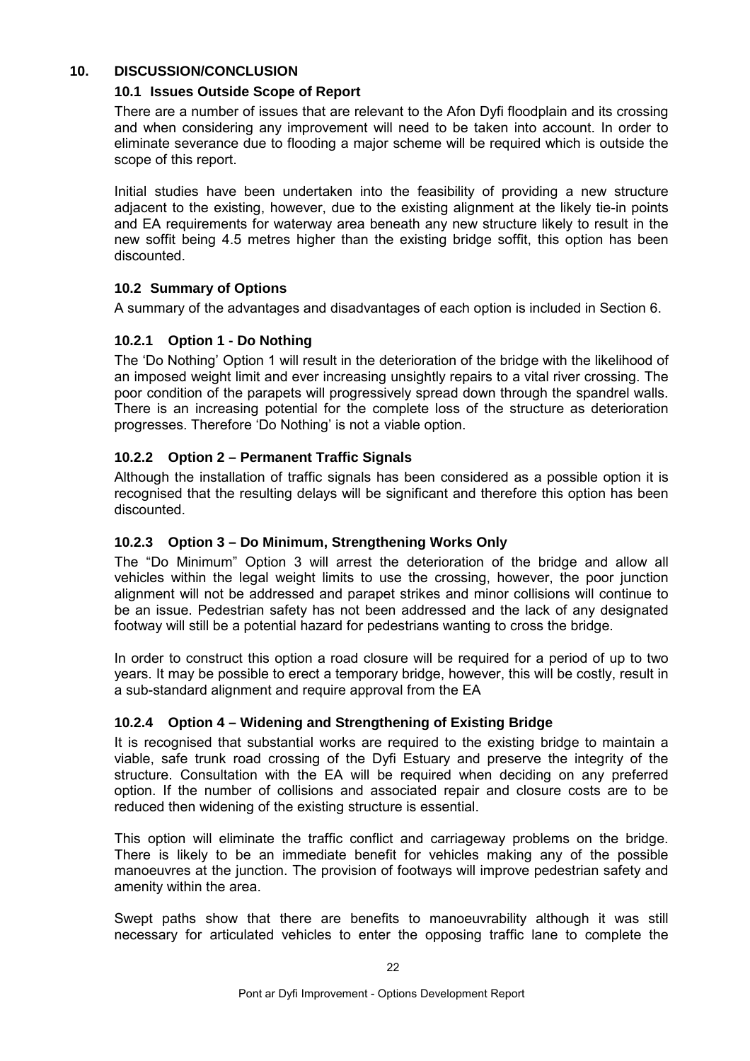# 10. DISCUSSION/CONCLUSION

## 10.1 Issues Outside Scope of Report

There are a number of issues that are relevant to the Afon Dyfi floodplain and its crossing and when considering any improvement will need to be taken into account. In order to eliminate severance due to flooding a major scheme will be required which is outside the scope of this report.

Initial studies have been undertaken into the feasibility of providing a new structure adjacent to the existing, however, due to the existing alignment at the likely tie-in points and EA requirements for waterway area beneath any new structure likely to result in the new soffit being 4.5 metres higher than the existing bridge soffit, this option has been discounted.

## 10.2 Summary of Options

A summary of the advantages and disadvantages of each option is included in Section 6.

### 10.2.1 Option 1 - Do Nothing

The 'Do Nothing' Option 1 will result in the deterioration of the bridge with the likelihood of an imposed weight limit and ever increasing unsightly repairs to a vital river crossing. The poor condition of the parapets will progressively spread down through the spandrel walls. There is an increasing potential for the complete loss of the structure as deterioration progresses. Therefore 'Do Nothing' is not a viable option.

### 10.2.2 Option 2 – Permanent Traffic Signals

Although the installation of traffic signals has been considered as a possible option it is recognised that the resulting delays will be significant and therefore this option has been discounted.

### 10.2.3 Option 3 – Do Minimum, Strengthening Works Only

The "Do Minimum" Option 3 will arrest the deterioration of the bridge and allow all vehicles within the legal weight limits to use the crossing, however, the poor junction alignment will not be addressed and parapet strikes and minor collisions will continue to be an issue. Pedestrian safety has not been addressed and the lack of any designated footway will still be a potential hazard for pedestrians wanting to cross the bridge.

In order to construct this option a road closure will be required for a period of up to two years. It may be possible to erect a temporary bridge, however, this will be costly, result in a sub-standard alignment and require approval from the EA

### 10.2.4 Option 4 – Widening and Strengthening of Existing Bridge

It is recognised that substantial works are required to the existing bridge to maintain a viable, safe trunk road crossing of the Dyfi Estuary and preserve the integrity of the structure. Consultation with the EA will be required when deciding on any preferred option. If the number of collisions and associated repair and closure costs are to be reduced then widening of the existing structure is essential.

This option will eliminate the traffic conflict and carriageway problems on the bridge. There is likely to be an immediate benefit for vehicles making any of the possible manoeuvres at the junction. The provision of footways will improve pedestrian safety and amenity within the area.

Swept paths show that there are benefits to manoeuvrability although it was still necessary for articulated vehicles to enter the opposing traffic lane to complete the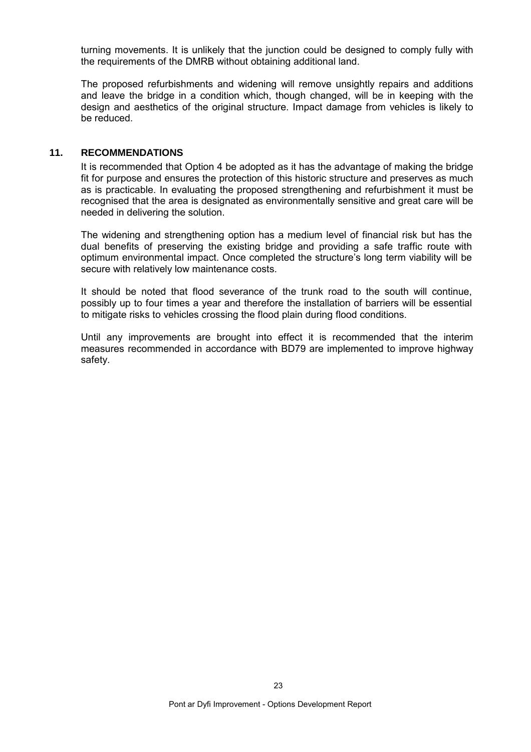turning movements. It is unlikely that the junction could be designed to comply fully with the requirements of the DMRB without obtaining additional land.

The proposed refurbishments and widening will remove unsightly repairs and additions and leave the bridge in a condition which, though changed, will be in keeping with the design and aesthetics of the original structure. Impact damage from vehicles is likely to be reduced.

## 11. RECOMMENDATIONS

It is recommended that Option 4 be adopted as it has the advantage of making the bridge fit for purpose and ensures the protection of this historic structure and preserves as much as is practicable. In evaluating the proposed strengthening and refurbishment it must be recognised that the area is designated as environmentally sensitive and great care will be needed in delivering the solution.

The widening and strengthening option has a medium level of financial risk but has the dual benefits of preserving the existing bridge and providing a safe traffic route with optimum environmental impact. Once completed the structure's long term viability will be secure with relatively low maintenance costs.

It should be noted that flood severance of the trunk road to the south will continue, possibly up to four times a year and therefore the installation of barriers will be essential to mitigate risks to vehicles crossing the flood plain during flood conditions.

Until any improvements are brought into effect it is recommended that the interim measures recommended in accordance with BD79 are implemented to improve highway safety.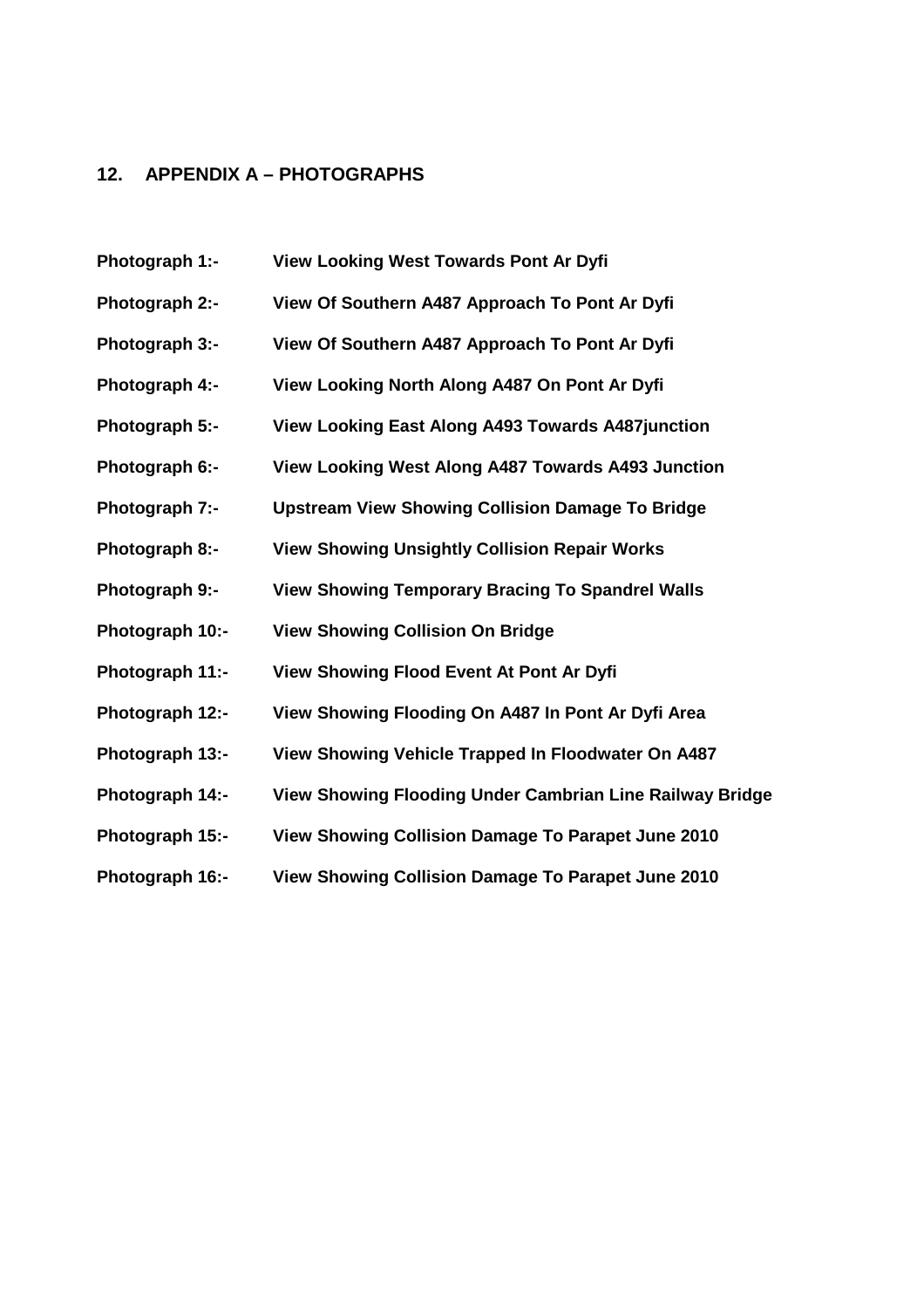## 12. APPENDIX A – PHOTOGRAPHS

| | |
|---|---|
| **Photograph 1:-** | **View Looking West Towards Pont Ar Dyfi** |
| **Photograph 2:-** | **View Of Southern A487 Approach To Pont Ar Dyfi** |
| **Photograph 3:-** | **View Of Southern A487 Approach To Pont Ar Dyfi** |
| **Photograph 4:-** | **View Looking North Along A487 On Pont Ar Dyfi** |
| **Photograph 5:-** | **View Looking East Along A493 Towards A487junction** |
| **Photograph 6:-** | **View Looking West Along A487 Towards A493 Junction** |
| **Photograph 7:-** | **Upstream View Showing Collision Damage To Bridge** |
| **Photograph 8:-** | **View Showing Unsightly Collision Repair Works** |
| **Photograph 9:-** | **View Showing Temporary Bracing To Spandrel Walls** |
| **Photograph 10:-** | **View Showing Collision On Bridge** |
| **Photograph 11:-** | **View Showing Flood Event At Pont Ar Dyfi** |
| **Photograph 12:-** | **View Showing Flooding On A487 In Pont Ar Dyfi Area** |
| **Photograph 13:-** | **View Showing Vehicle Trapped In Floodwater On A487** |
| **Photograph 14:-** | **View Showing Flooding Under Cambrian Line Railway Bridge** |
| **Photograph 15:-** | **View Showing Collision Damage To Parapet June 2010** |
| **Photograph 16:-** | **View Showing Collision Damage To Parapet June 2010** |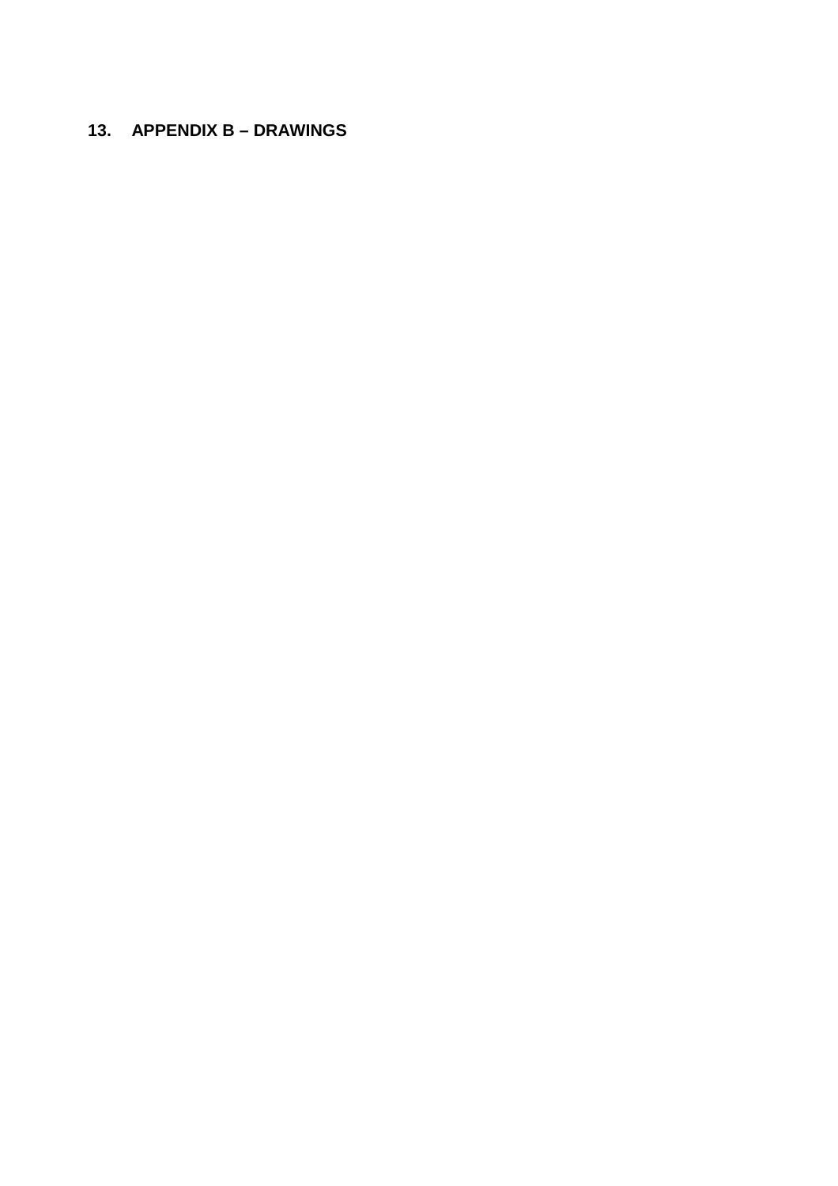## 13. APPENDIX B – DRAWINGS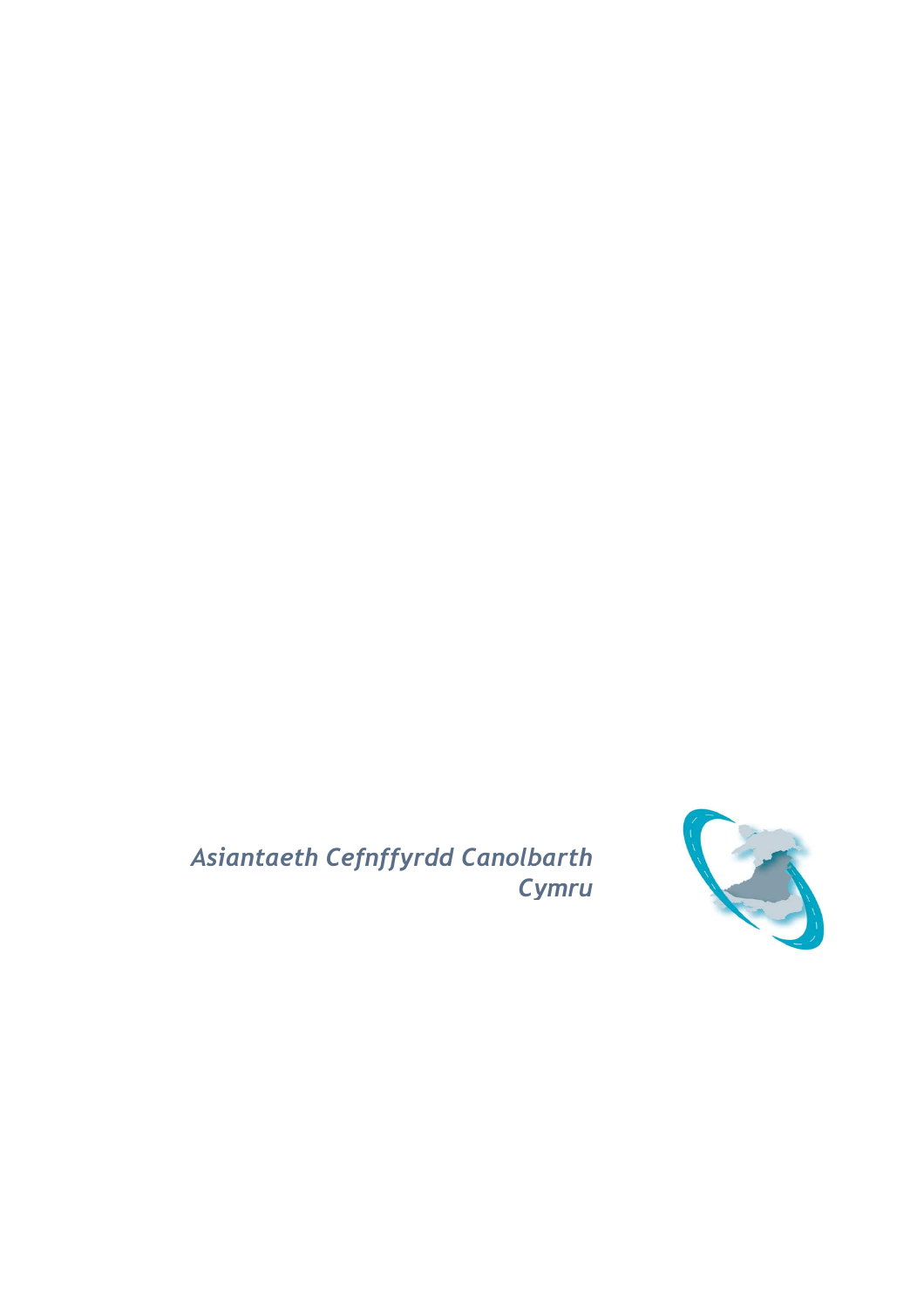*Asiantaeth Cefnffyrdd Canolbarth Cymru*